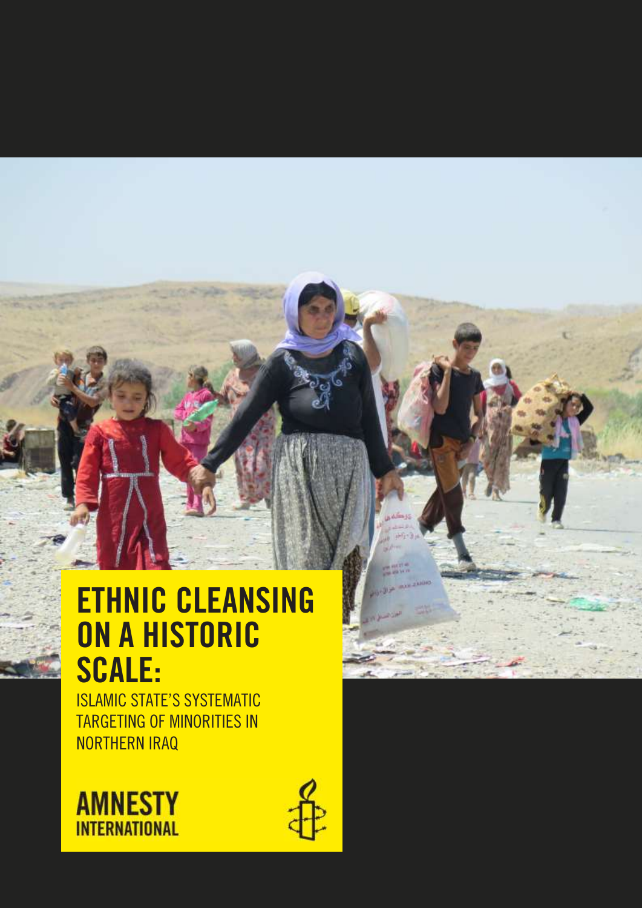# ETHNIC CLEANSING ON A HISTORIC SCALE:

ISLAMIC STATE'S SYSTEMATIC TARGETING OF MINORITIES IN NORTHERN IRAQ

AMNESTY INTERNATIONAL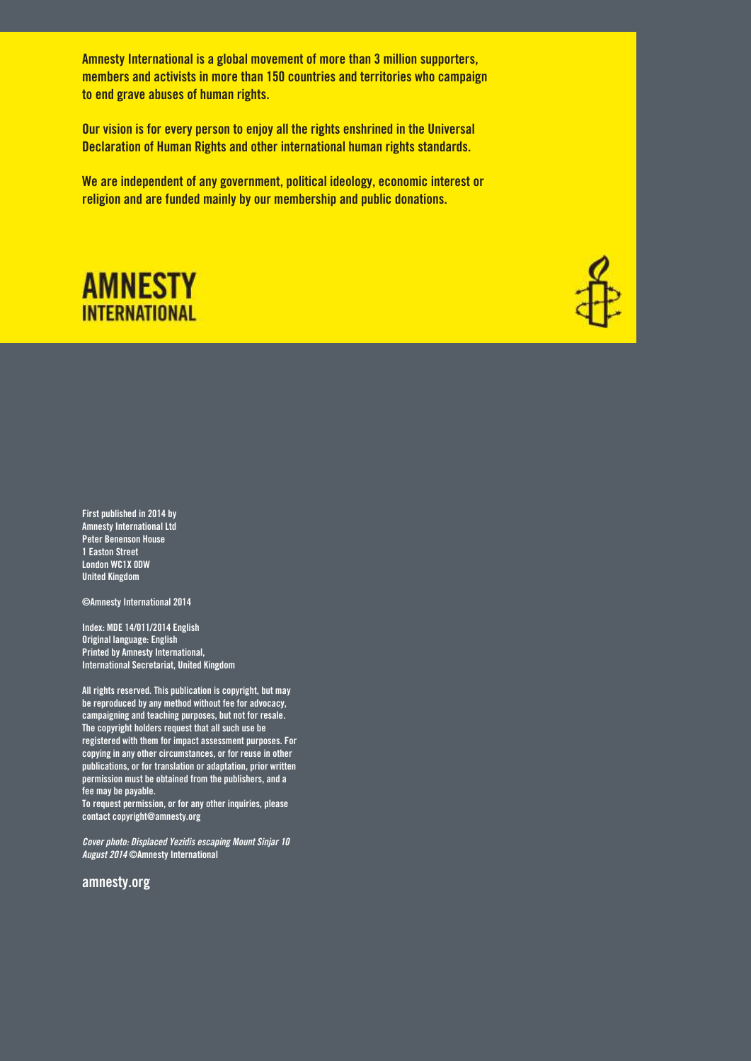**Amnesty International is a global movement of more than 3 million supporters, members and activists in more than 150 countries and territories who campaign to end grave abuses of human rights.**

**Our vision is for every person to enjoy all the rights enshrined in the Universal Declaration of Human Rights and other international human rights standards.**

**We are independent of any government, political ideology, economic interest or religion and are funded mainly by our membership and public donations.**

**AMNESTY INTERNATIONAL**

First published in 2014 by
Amnesty International Ltd
Peter Benenson House
1 Easton Street
London WC1X 0DW
United Kingdom

©Amnesty International 2014

Index: MDE 14/011/2014 English
Original language: English
Printed by Amnesty International,
International Secretariat, United Kingdom

All rights reserved. This publication is copyright, but may be reproduced by any method without fee for advocacy, campaigning and teaching purposes, but not for resale. The copyright holders request that all such use be registered with them for impact assessment purposes. For copying in any other circumstances, or for reuse in other publications, or for translation or adaptation, prior written permission must be obtained from the publishers, and a fee may be payable.
To request permission, or for any other inquiries, please contact copyright@amnesty.org

*Cover photo: Displaced Yezidis escaping Mount Sinjar 10 August 2014* ©Amnesty International

**amnesty.org**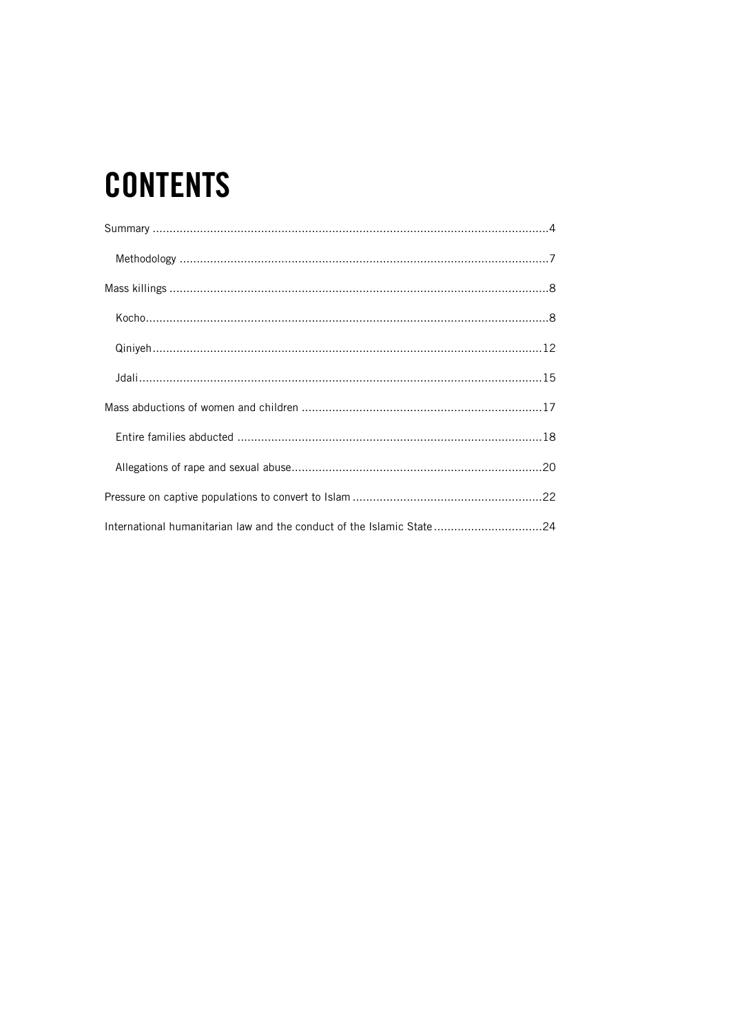# CONTENTS

Summary ....................................................................................................................4

  Methodology ............................................................................................................7

Mass killings ...............................................................................................................8

  Kocho.......................................................................................................................8

  Qiniyeh..................................................................................................................12

  Jdali.......................................................................................................................15

Mass abductions of women and children .......................................................................17

  Entire families abducted ..........................................................................................18

  Allegations of rape and sexual abuse..........................................................................20

Pressure on captive populations to convert to Islam .........................................................22

International humanitarian law and the conduct of the Islamic State ................................24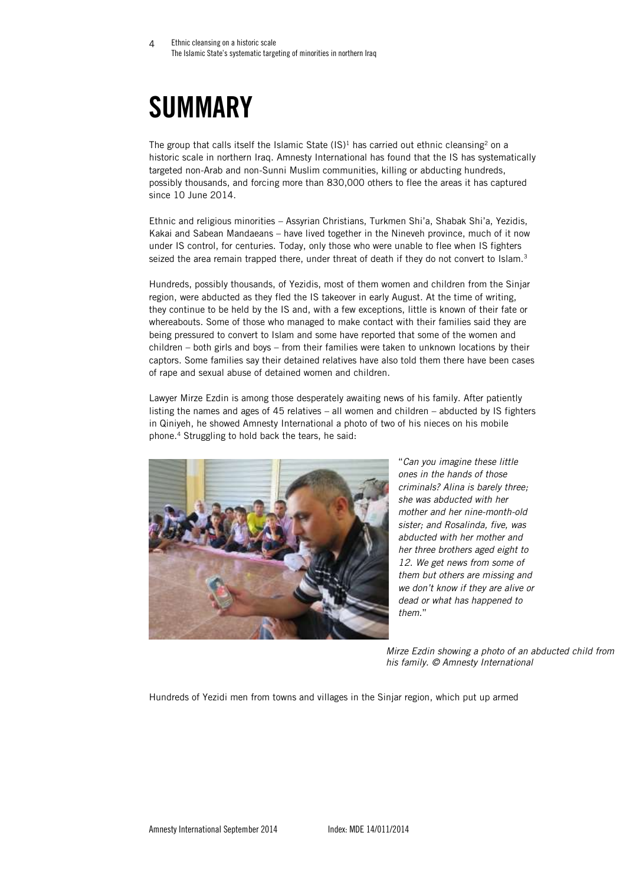# SUMMARY

The group that calls itself the Islamic State (IS)[1] has carried out ethnic cleansing[2] on a historic scale in northern Iraq. Amnesty International has found that the IS has systematically targeted non-Arab and non-Sunni Muslim communities, killing or abducting hundreds, possibly thousands, and forcing more than 830,000 others to flee the areas it has captured since 10 June 2014.

Ethnic and religious minorities – Assyrian Christians, Turkmen Shi'a, Shabak Shi'a, Yezidis, Kakai and Sabean Mandaeans – have lived together in the Nineveh province, much of it now under IS control, for centuries. Today, only those who were unable to flee when IS fighters seized the area remain trapped there, under threat of death if they do not convert to Islam.[3]

Hundreds, possibly thousands, of Yezidis, most of them women and children from the Sinjar region, were abducted as they fled the IS takeover in early August. At the time of writing, they continue to be held by the IS and, with a few exceptions, little is known of their fate or whereabouts. Some of those who managed to make contact with their families said they are being pressured to convert to Islam and some have reported that some of the women and children – both girls and boys – from their families were taken to unknown locations by their captors. Some families say their detained relatives have also told them there have been cases of rape and sexual abuse of detained women and children.

Lawyer Mirze Ezdin is among those desperately awaiting news of his family. After patiently listing the names and ages of 45 relatives – all women and children – abducted by IS fighters in Qiniyeh, he showed Amnesty International a photo of two of his nieces on his mobile phone.[4] Struggling to hold back the tears, he said:

"*Can you imagine these little ones in the hands of those criminals? Alina is barely three; she was abducted with her mother and her nine-month-old sister; and Rosalinda, five, was abducted with her mother and her three brothers aged eight to 12. We get news from some of them but others are missing and we don't know if they are alive or dead or what has happened to them.*"

*Mirze Ezdin showing a photo of an abducted child from his family. © Amnesty International*

Hundreds of Yezidi men from towns and villages in the Sinjar region, which put up armed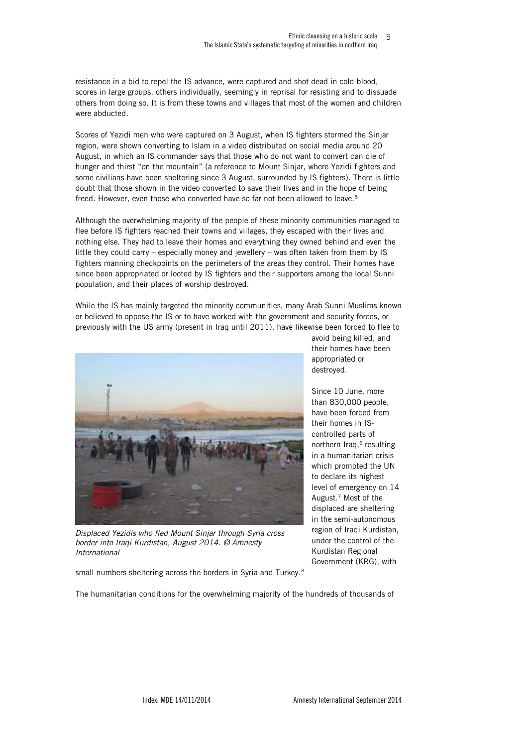resistance in a bid to repel the IS advance, were captured and shot dead in cold blood, scores in large groups, others individually, seemingly in reprisal for resisting and to dissuade others from doing so. It is from these towns and villages that most of the women and children were abducted.

Scores of Yezidi men who were captured on 3 August, when IS fighters stormed the Sinjar region, were shown converting to Islam in a video distributed on social media around 20 August, in which an IS commander says that those who do not want to convert can die of hunger and thirst "on the mountain" (a reference to Mount Sinjar, where Yezidi fighters and some civilians have been sheltering since 3 August, surrounded by IS fighters). There is little doubt that those shown in the video converted to save their lives and in the hope of being freed. However, even those who converted have so far not been allowed to leave.[5]

Although the overwhelming majority of the people of these minority communities managed to flee before IS fighters reached their towns and villages, they escaped with their lives and nothing else. They had to leave their homes and everything they owned behind and even the little they could carry – especially money and jewellery – was often taken from them by IS fighters manning checkpoints on the perimeters of the areas they control. Their homes have since been appropriated or looted by IS fighters and their supporters among the local Sunni population, and their places of worship destroyed.

While the IS has mainly targeted the minority communities, many Arab Sunni Muslims known or believed to oppose the IS or to have worked with the government and security forces, or previously with the US army (present in Iraq until 2011), have likewise been forced to flee to avoid being killed, and their homes have been appropriated or destroyed.

*Displaced Yezidis who fled Mount Sinjar through Syria cross border into Iraqi Kurdistan, August 2014. © Amnesty International*

Since 10 June, more than 830,000 people, have been forced from their homes in IS-controlled parts of northern Iraq,[6] resulting in a humanitarian crisis which prompted the UN to declare its highest level of emergency on 14 August.[7] Most of the displaced are sheltering in the semi-autonomous region of Iraqi Kurdistan, under the control of the Kurdistan Regional Government (KRG), with small numbers sheltering across the borders in Syria and Turkey.[8]

The humanitarian conditions for the overwhelming majority of the hundreds of thousands of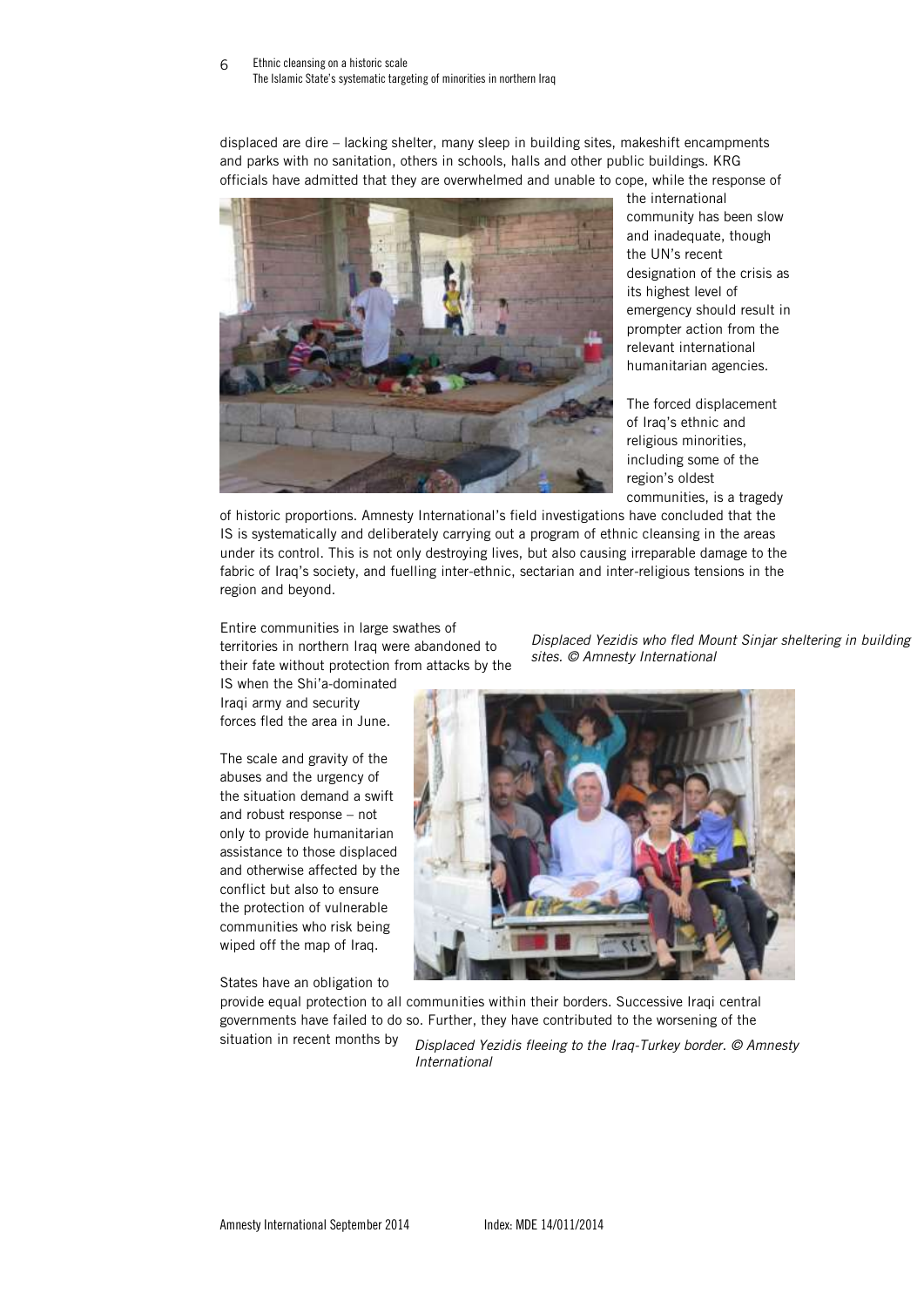displaced are dire – lacking shelter, many sleep in building sites, makeshift encampments and parks with no sanitation, others in schools, halls and other public buildings. KRG officials have admitted that they are overwhelmed and unable to cope, while the response of the international community has been slow and inadequate, though the UN's recent designation of the crisis as its highest level of emergency should result in prompter action from the relevant international humanitarian agencies.

*Displaced Yezidis who fled Mount Sinjar sheltering in building sites. © Amnesty International*

The forced displacement of Iraq's ethnic and religious minorities, including some of the region's oldest communities, is a tragedy of historic proportions. Amnesty International's field investigations have concluded that the IS is systematically and deliberately carrying out a program of ethnic cleansing in the areas under its control. This is not only destroying lives, but also causing irreparable damage to the fabric of Iraq's society, and fuelling inter-ethnic, sectarian and inter-religious tensions in the region and beyond.

Entire communities in large swathes of territories in northern Iraq were abandoned to their fate without protection from attacks by the IS when the Shi'a-dominated Iraqi army and security forces fled the area in June.

The scale and gravity of the abuses and the urgency of the situation demand a swift and robust response – not only to provide humanitarian assistance to those displaced and otherwise affected by the conflict but also to ensure the protection of vulnerable communities who risk being wiped off the map of Iraq.

*Displaced Yezidis fleeing to the Iraq-Turkey border. © Amnesty International*

States have an obligation to provide equal protection to all communities within their borders. Successive Iraqi central governments have failed to do so. Further, they have contributed to the worsening of the situation in recent months by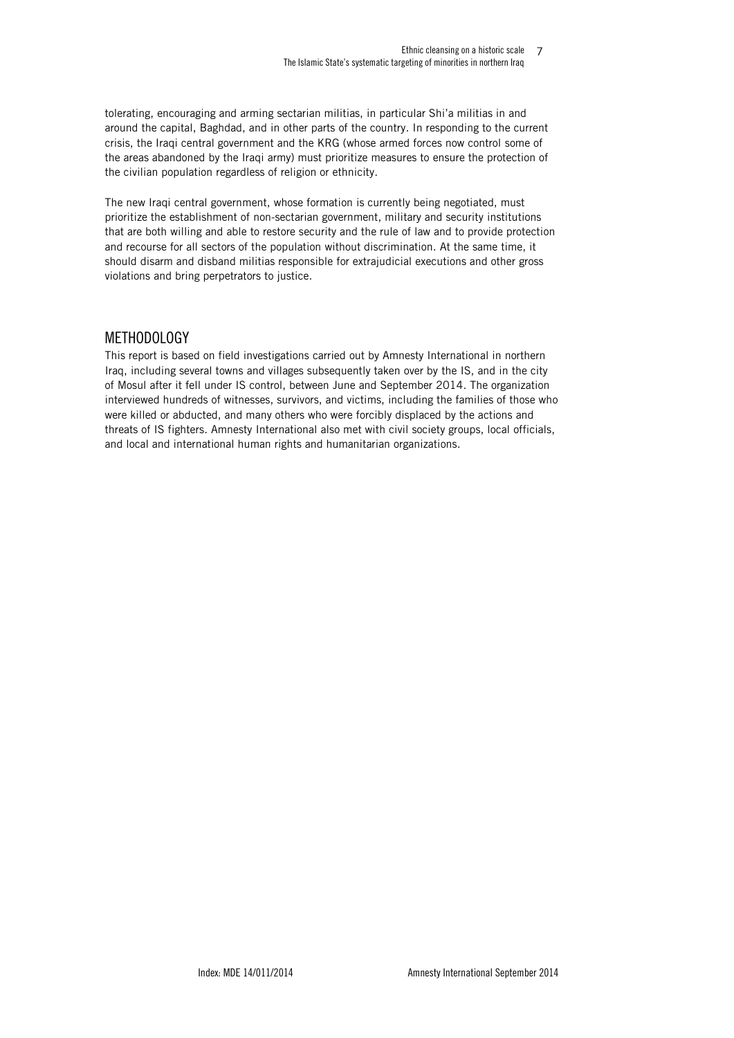tolerating, encouraging and arming sectarian militias, in particular Shi'a militias in and around the capital, Baghdad, and in other parts of the country. In responding to the current crisis, the Iraqi central government and the KRG (whose armed forces now control some of the areas abandoned by the Iraqi army) must prioritize measures to ensure the protection of the civilian population regardless of religion or ethnicity.

The new Iraqi central government, whose formation is currently being negotiated, must prioritize the establishment of non-sectarian government, military and security institutions that are both willing and able to restore security and the rule of law and to provide protection and recourse for all sectors of the population without discrimination. At the same time, it should disarm and disband militias responsible for extrajudicial executions and other gross violations and bring perpetrators to justice.

## METHODOLOGY

This report is based on field investigations carried out by Amnesty International in northern Iraq, including several towns and villages subsequently taken over by the IS, and in the city of Mosul after it fell under IS control, between June and September 2014. The organization interviewed hundreds of witnesses, survivors, and victims, including the families of those who were killed or abducted, and many others who were forcibly displaced by the actions and threats of IS fighters. Amnesty International also met with civil society groups, local officials, and local and international human rights and humanitarian organizations.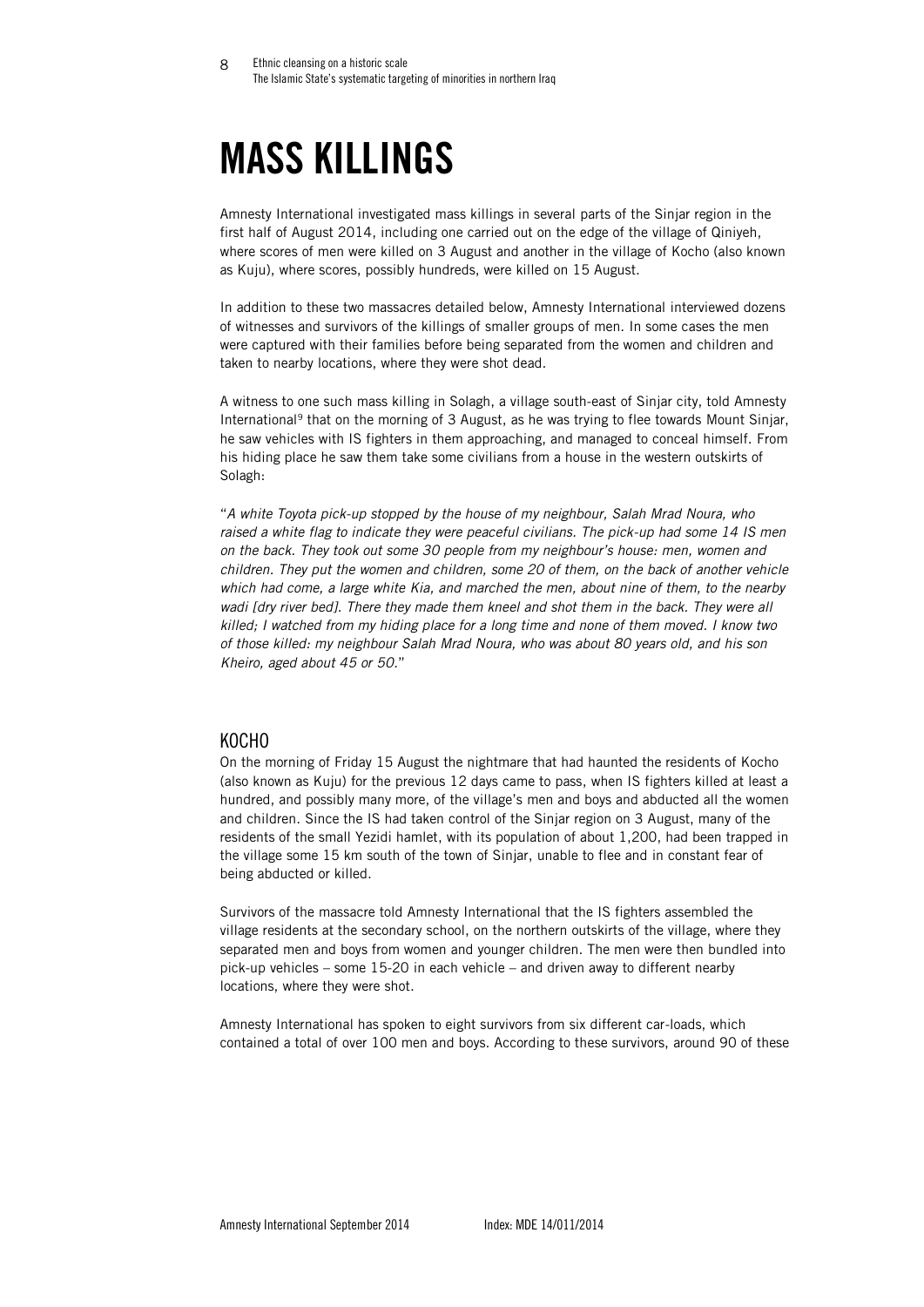# MASS KILLINGS

Amnesty International investigated mass killings in several parts of the Sinjar region in the first half of August 2014, including one carried out on the edge of the village of Qiniyeh, where scores of men were killed on 3 August and another in the village of Kocho (also known as Kuju), where scores, possibly hundreds, were killed on 15 August.

In addition to these two massacres detailed below, Amnesty International interviewed dozens of witnesses and survivors of the killings of smaller groups of men. In some cases the men were captured with their families before being separated from the women and children and taken to nearby locations, where they were shot dead.

A witness to one such mass killing in Solagh, a village south-east of Sinjar city, told Amnesty International[9] that on the morning of 3 August, as he was trying to flee towards Mount Sinjar, he saw vehicles with IS fighters in them approaching, and managed to conceal himself. From his hiding place he saw them take some civilians from a house in the western outskirts of Solagh:

"*A white Toyota pick-up stopped by the house of my neighbour, Salah Mrad Noura, who raised a white flag to indicate they were peaceful civilians. The pick-up had some 14 IS men on the back. They took out some 30 people from my neighbour's house: men, women and children. They put the women and children, some 20 of them, on the back of another vehicle which had come, a large white Kia, and marched the men, about nine of them, to the nearby wadi [dry river bed]. There they made them kneel and shot them in the back. They were all killed; I watched from my hiding place for a long time and none of them moved. I know two of those killed: my neighbour Salah Mrad Noura, who was about 80 years old, and his son Kheiro, aged about 45 or 50.*"

## KOCHO

On the morning of Friday 15 August the nightmare that had haunted the residents of Kocho (also known as Kuju) for the previous 12 days came to pass, when IS fighters killed at least a hundred, and possibly many more, of the village's men and boys and abducted all the women and children. Since the IS had taken control of the Sinjar region on 3 August, many of the residents of the small Yezidi hamlet, with its population of about 1,200, had been trapped in the village some 15 km south of the town of Sinjar, unable to flee and in constant fear of being abducted or killed.

Survivors of the massacre told Amnesty International that the IS fighters assembled the village residents at the secondary school, on the northern outskirts of the village, where they separated men and boys from women and younger children. The men were then bundled into pick-up vehicles – some 15-20 in each vehicle – and driven away to different nearby locations, where they were shot.

Amnesty International has spoken to eight survivors from six different car-loads, which contained a total of over 100 men and boys. According to these survivors, around 90 of these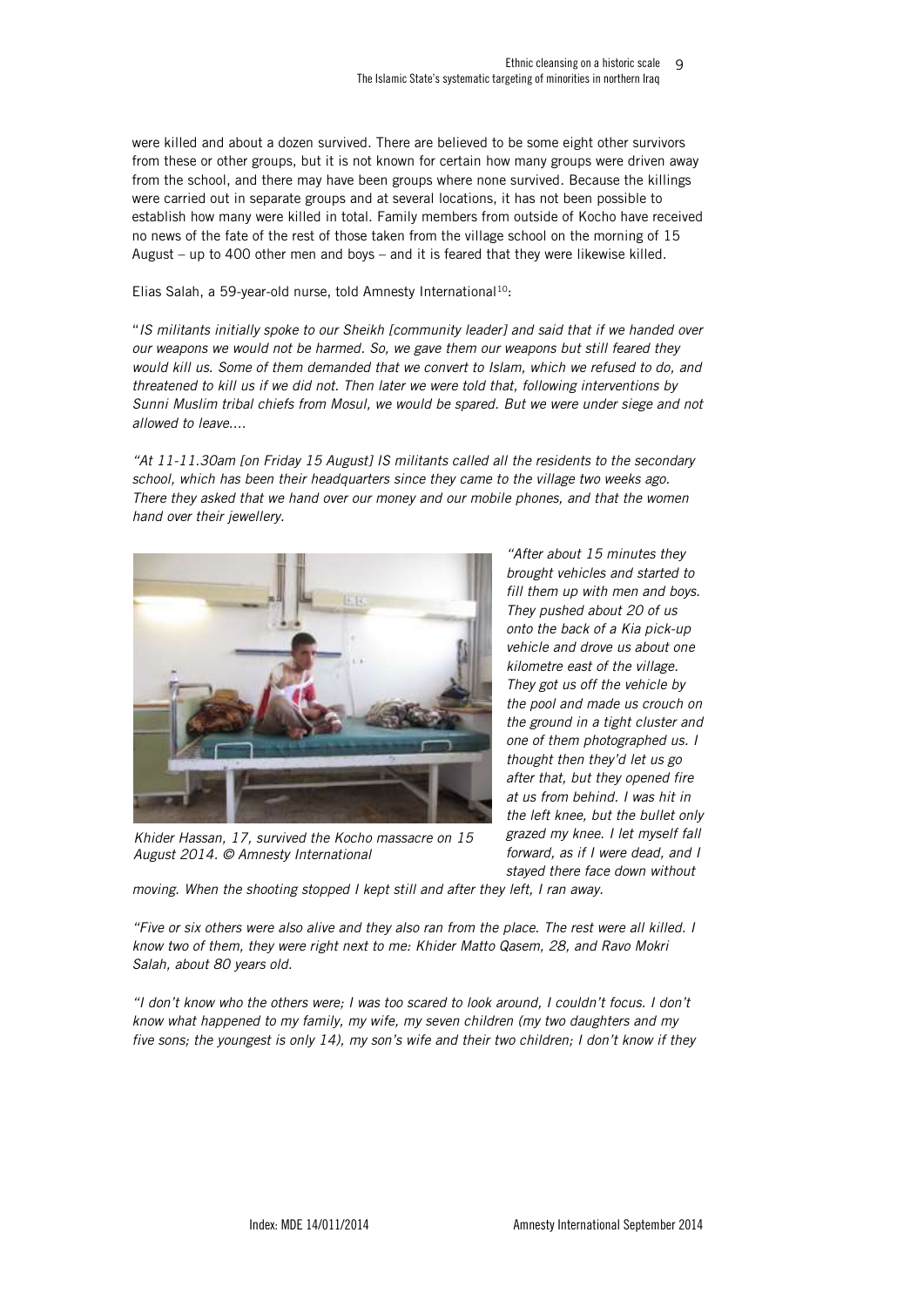were killed and about a dozen survived. There are believed to be some eight other survivors from these or other groups, but it is not known for certain how many groups were driven away from the school, and there may have been groups where none survived. Because the killings were carried out in separate groups and at several locations, it has not been possible to establish how many were killed in total. Family members from outside of Kocho have received no news of the fate of the rest of those taken from the village school on the morning of 15 August – up to 400 other men and boys – and it is feared that they were likewise killed.

Elias Salah, a 59-year-old nurse, told Amnesty International[10]:

"*IS militants initially spoke to our Sheikh [community leader] and said that if we handed over our weapons we would not be harmed. So, we gave them our weapons but still feared they would kill us. Some of them demanded that we convert to Islam, which we refused to do, and threatened to kill us if we did not. Then later we were told that, following interventions by Sunni Muslim tribal chiefs from Mosul, we would be spared. But we were under siege and not allowed to leave....*

*"At 11-11.30am [on Friday 15 August] IS militants called all the residents to the secondary school, which has been their headquarters since they came to the village two weeks ago. There they asked that we hand over our money and our mobile phones, and that the women hand over their jewellery.*

*Khider Hassan, 17, survived the Kocho massacre on 15 August 2014. © Amnesty International*

*"After about 15 minutes they brought vehicles and started to fill them up with men and boys. They pushed about 20 of us onto the back of a Kia pick-up vehicle and drove us about one kilometre east of the village. They got us off the vehicle by the pool and made us crouch on the ground in a tight cluster and one of them photographed us. I thought then they'd let us go after that, but they opened fire at us from behind. I was hit in the left knee, but the bullet only grazed my knee. I let myself fall forward, as if I were dead, and I stayed there face down without moving. When the shooting stopped I kept still and after they left, I ran away.*

*"Five or six others were also alive and they also ran from the place. The rest were all killed. I know two of them, they were right next to me: Khider Matto Qasem, 28, and Ravo Mokri Salah, about 80 years old.*

*"I don't know who the others were; I was too scared to look around, I couldn't focus. I don't know what happened to my family, my wife, my seven children (my two daughters and my five sons; the youngest is only 14), my son's wife and their two children; I don't know if they*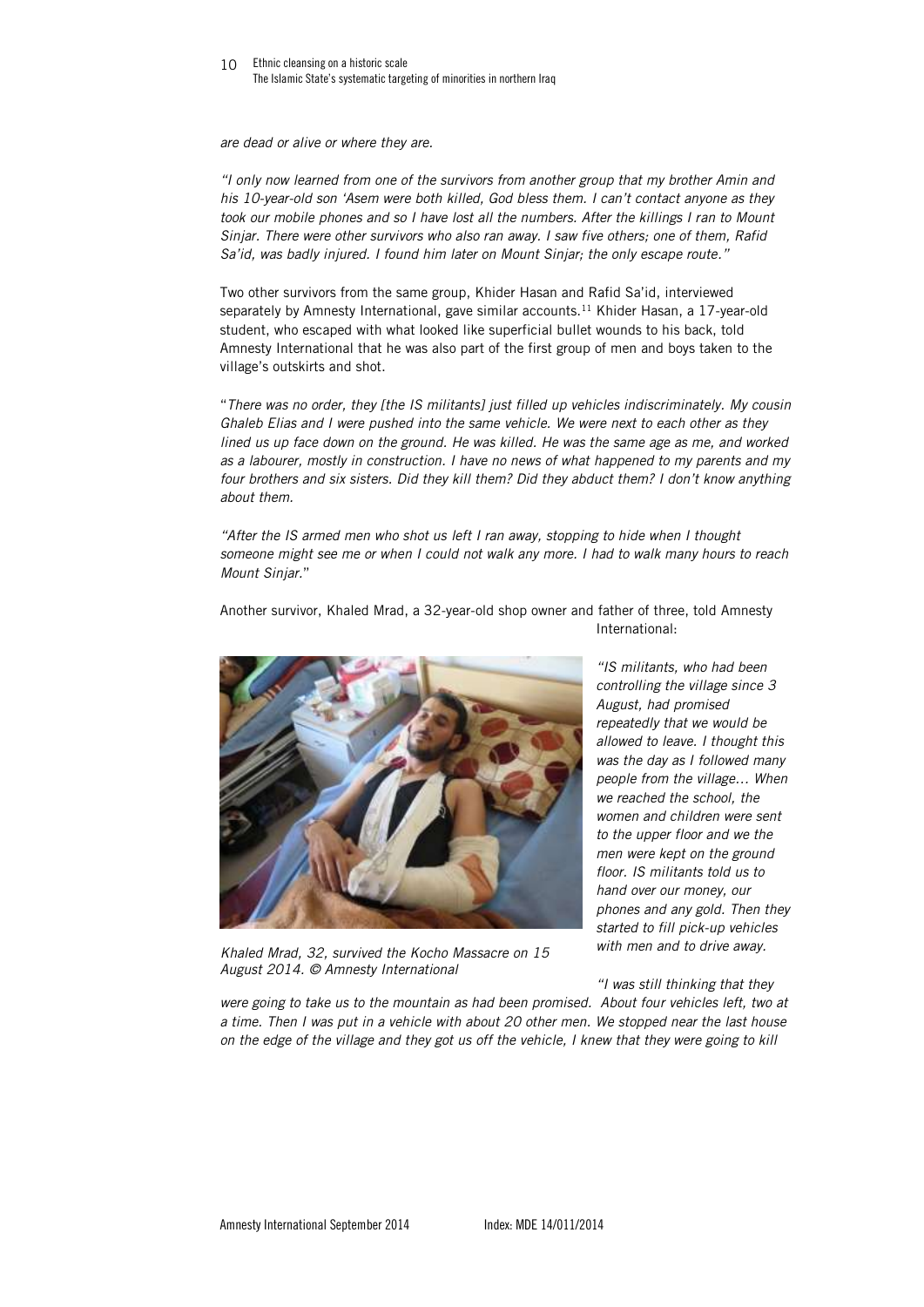*are dead or alive or where they are.*

*"I only now learned from one of the survivors from another group that my brother Amin and his 10-year-old son 'Asem were both killed, God bless them. I can't contact anyone as they took our mobile phones and so I have lost all the numbers. After the killings I ran to Mount Sinjar. There were other survivors who also ran away. I saw five others; one of them, Rafid Sa'id, was badly injured. I found him later on Mount Sinjar; the only escape route."*

Two other survivors from the same group, Khider Hasan and Rafid Sa'id, interviewed separately by Amnesty International, gave similar accounts.[11] Khider Hasan, a 17-year-old student, who escaped with what looked like superficial bullet wounds to his back, told Amnesty International that he was also part of the first group of men and boys taken to the village's outskirts and shot.

"*There was no order, they [the IS militants] just filled up vehicles indiscriminately. My cousin Ghaleb Elias and I were pushed into the same vehicle. We were next to each other as they lined us up face down on the ground. He was killed. He was the same age as me, and worked as a labourer, mostly in construction. I have no news of what happened to my parents and my four brothers and six sisters. Did they kill them? Did they abduct them? I don't know anything about them.*

*"After the IS armed men who shot us left I ran away, stopping to hide when I thought someone might see me or when I could not walk any more. I had to walk many hours to reach Mount Sinjar.*"

Another survivor, Khaled Mrad, a 32-year-old shop owner and father of three, told Amnesty International:

*Khaled Mrad, 32, survived the Kocho Massacre on 15 August 2014. © Amnesty International*

*"IS militants, who had been controlling the village since 3 August, had promised repeatedly that we would be allowed to leave. I thought this was the day as I followed many people from the village… When we reached the school, the women and children were sent to the upper floor and we the men were kept on the ground floor. IS militants told us to hand over our money, our phones and any gold. Then they started to fill pick-up vehicles with men and to drive away.*

*"I was still thinking that they were going to take us to the mountain as had been promised. About four vehicles left, two at a time. Then I was put in a vehicle with about 20 other men. We stopped near the last house on the edge of the village and they got us off the vehicle, I knew that they were going to kill*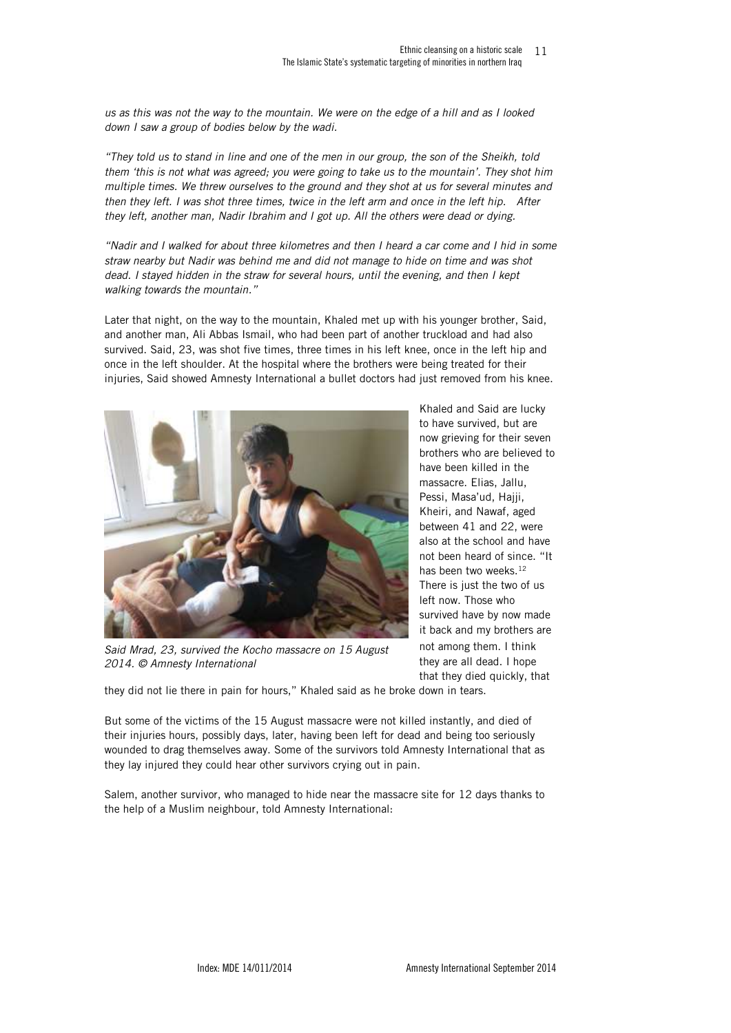*us as this was not the way to the mountain. We were on the edge of a hill and as I looked down I saw a group of bodies below by the wadi.*

*"They told us to stand in line and one of the men in our group, the son of the Sheikh, told them 'this is not what was agreed; you were going to take us to the mountain'. They shot him multiple times. We threw ourselves to the ground and they shot at us for several minutes and then they left. I was shot three times, twice in the left arm and once in the left hip. After they left, another man, Nadir Ibrahim and I got up. All the others were dead or dying.*

*"Nadir and I walked for about three kilometres and then I heard a car come and I hid in some straw nearby but Nadir was behind me and did not manage to hide on time and was shot dead. I stayed hidden in the straw for several hours, until the evening, and then I kept walking towards the mountain."*

Later that night, on the way to the mountain, Khaled met up with his younger brother, Said, and another man, Ali Abbas Ismail, who had been part of another truckload and had also survived. Said, 23, was shot five times, three times in his left knee, once in the left hip and once in the left shoulder. At the hospital where the brothers were being treated for their injuries, Said showed Amnesty International a bullet doctors had just removed from his knee.

*Said Mrad, 23, survived the Kocho massacre on 15 August 2014. © Amnesty International*

Khaled and Said are lucky to have survived, but are now grieving for their seven brothers who are believed to have been killed in the massacre. Elias, Jallu, Pessi, Masa'ud, Hajji, Kheiri, and Nawaf, aged between 41 and 22, were also at the school and have not been heard of since. "It has been two weeks.[12] There is just the two of us left now. Those who survived have by now made it back and my brothers are not among them. I think they are all dead. I hope that they died quickly, that they did not lie there in pain for hours," Khaled said as he broke down in tears.

But some of the victims of the 15 August massacre were not killed instantly, and died of their injuries hours, possibly days, later, having been left for dead and being too seriously wounded to drag themselves away. Some of the survivors told Amnesty International that as they lay injured they could hear other survivors crying out in pain.

Salem, another survivor, who managed to hide near the massacre site for 12 days thanks to the help of a Muslim neighbour, told Amnesty International: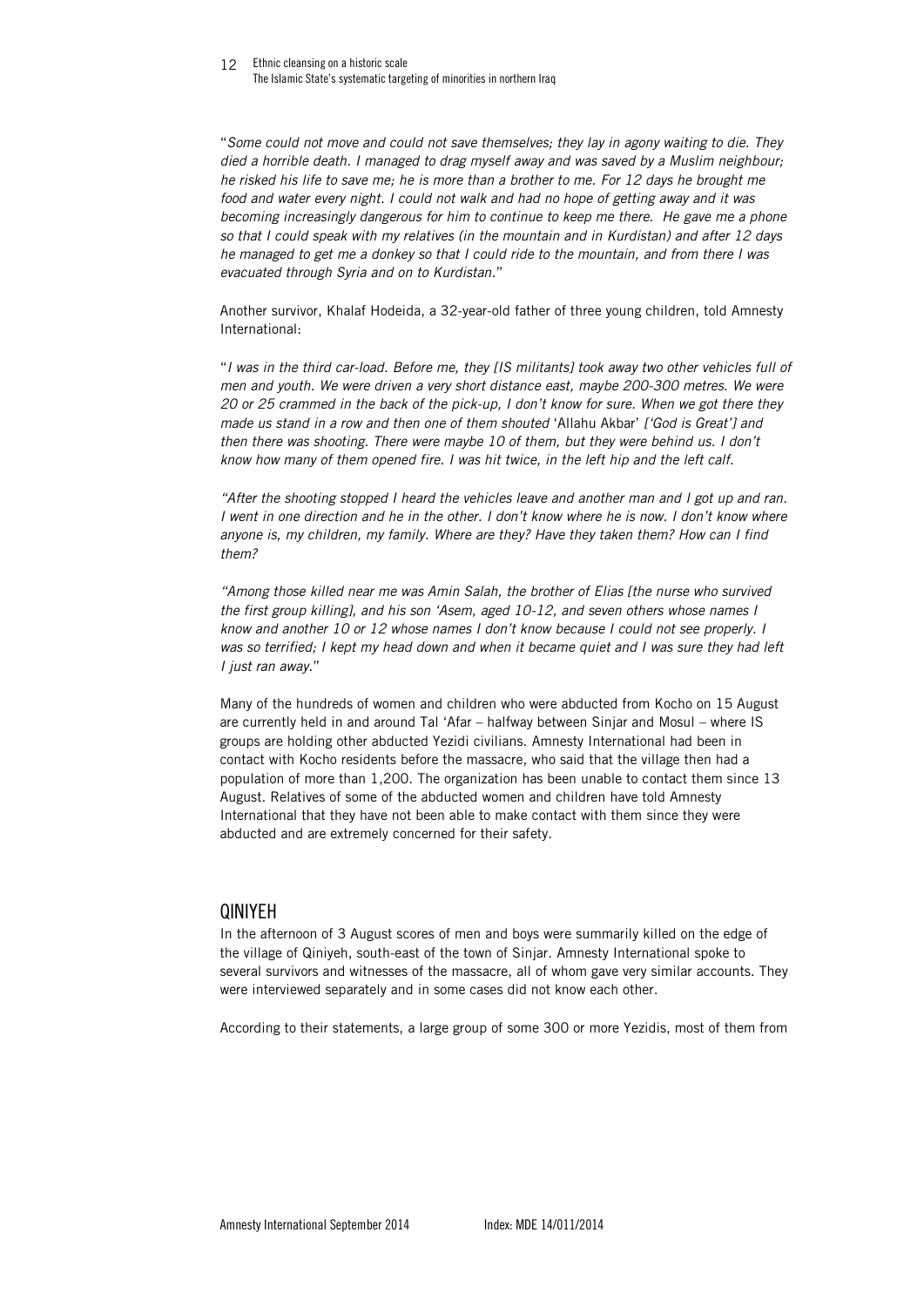"*Some could not move and could not save themselves; they lay in agony waiting to die. They died a horrible death. I managed to drag myself away and was saved by a Muslim neighbour; he risked his life to save me; he is more than a brother to me. For 12 days he brought me food and water every night. I could not walk and had no hope of getting away and it was becoming increasingly dangerous for him to continue to keep me there. He gave me a phone so that I could speak with my relatives (in the mountain and in Kurdistan) and after 12 days he managed to get me a donkey so that I could ride to the mountain, and from there I was evacuated through Syria and on to Kurdistan.*"

Another survivor, Khalaf Hodeida, a 32-year-old father of three young children, told Amnesty International:

"*I was in the third car-load. Before me, they [IS militants] took away two other vehicles full of men and youth. We were driven a very short distance east, maybe 200-300 metres. We were 20 or 25 crammed in the back of the pick-up, I don't know for sure. When we got there they made us stand in a row and then one of them shouted* 'Allahu Akbar' *['God is Great'] and then there was shooting. There were maybe 10 of them, but they were behind us. I don't know how many of them opened fire. I was hit twice, in the left hip and the left calf.*

*"After the shooting stopped I heard the vehicles leave and another man and I got up and ran. I went in one direction and he in the other. I don't know where he is now. I don't know where anyone is, my children, my family. Where are they? Have they taken them? How can I find them?*

*"Among those killed near me was Amin Salah, the brother of Elias [the nurse who survived the first group killing], and his son 'Asem, aged 10-12, and seven others whose names I know and another 10 or 12 whose names I don't know because I could not see properly. I was so terrified; I kept my head down and when it became quiet and I was sure they had left I just ran away.*"

Many of the hundreds of women and children who were abducted from Kocho on 15 August are currently held in and around Tal 'Afar – halfway between Sinjar and Mosul – where IS groups are holding other abducted Yezidi civilians. Amnesty International had been in contact with Kocho residents before the massacre, who said that the village then had a population of more than 1,200. The organization has been unable to contact them since 13 August. Relatives of some of the abducted women and children have told Amnesty International that they have not been able to make contact with them since they were abducted and are extremely concerned for their safety.

## QINIYEH

In the afternoon of 3 August scores of men and boys were summarily killed on the edge of the village of Qiniyeh, south-east of the town of Sinjar. Amnesty International spoke to several survivors and witnesses of the massacre, all of whom gave very similar accounts. They were interviewed separately and in some cases did not know each other.

According to their statements, a large group of some 300 or more Yezidis, most of them from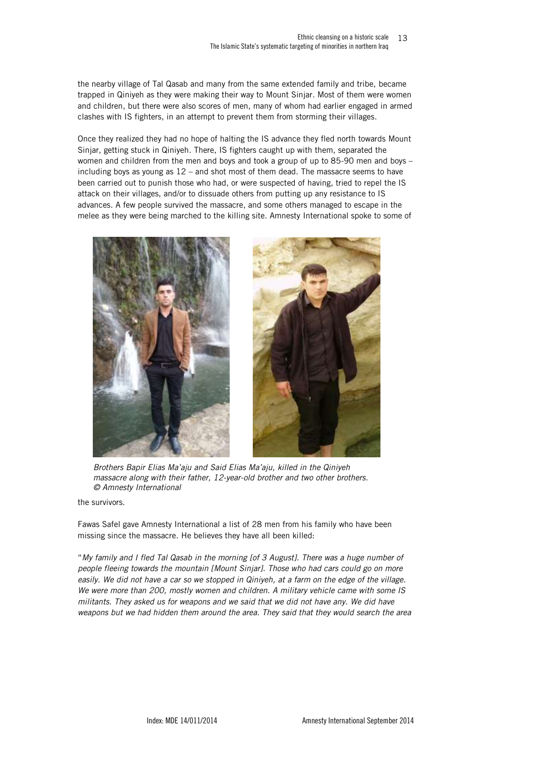the nearby village of Tal Qasab and many from the same extended family and tribe, became trapped in Qiniyeh as they were making their way to Mount Sinjar. Most of them were women and children, but there were also scores of men, many of whom had earlier engaged in armed clashes with IS fighters, in an attempt to prevent them from storming their villages.

Once they realized they had no hope of halting the IS advance they fled north towards Mount Sinjar, getting stuck in Qiniyeh. There, IS fighters caught up with them, separated the women and children from the men and boys and took a group of up to 85-90 men and boys – including boys as young as 12 – and shot most of them dead. The massacre seems to have been carried out to punish those who had, or were suspected of having, tried to repel the IS attack on their villages, and/or to dissuade others from putting up any resistance to IS advances. A few people survived the massacre, and some others managed to escape in the melee as they were being marched to the killing site. Amnesty International spoke to some of the survivors.

*Brothers Bapir Elias Ma'aju and Said Elias Ma'aju, killed in the Qiniyeh massacre along with their father, 12-year-old brother and two other brothers. © Amnesty International*

Fawas Safel gave Amnesty International a list of 28 men from his family who have been missing since the massacre. He believes they have all been killed:

"*My family and I fled Tal Qasab in the morning [of 3 August]. There was a huge number of people fleeing towards the mountain [Mount Sinjar]. Those who had cars could go on more easily. We did not have a car so we stopped in Qiniyeh, at a farm on the edge of the village. We were more than 200, mostly women and children. A military vehicle came with some IS militants. They asked us for weapons and we said that we did not have any. We did have weapons but we had hidden them around the area. They said that they would search the area*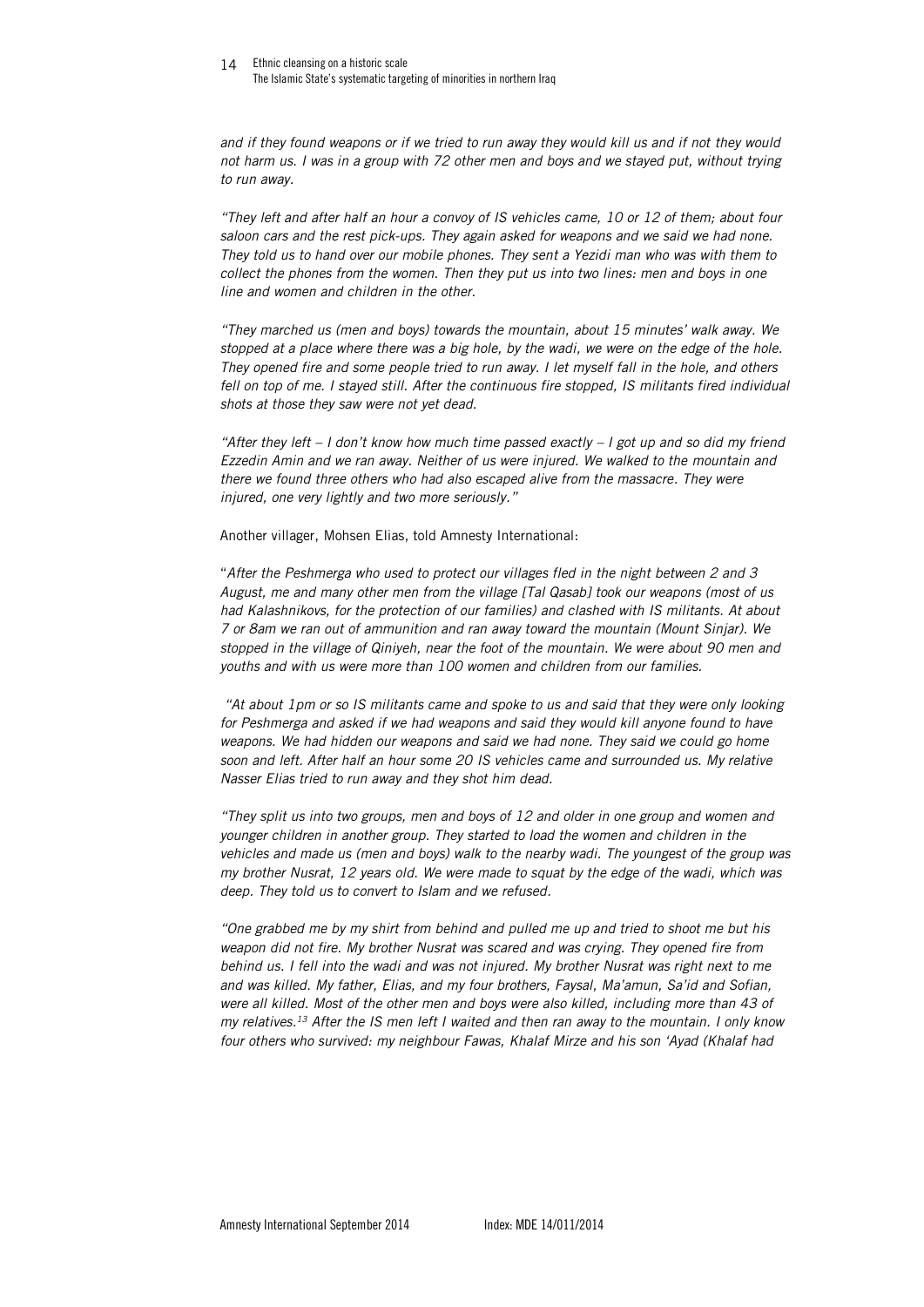*and if they found weapons or if we tried to run away they would kill us and if not they would not harm us. I was in a group with 72 other men and boys and we stayed put, without trying to run away.*

*"They left and after half an hour a convoy of IS vehicles came, 10 or 12 of them; about four saloon cars and the rest pick-ups. They again asked for weapons and we said we had none. They told us to hand over our mobile phones. They sent a Yezidi man who was with them to collect the phones from the women. Then they put us into two lines: men and boys in one line and women and children in the other.*

*"They marched us (men and boys) towards the mountain, about 15 minutes' walk away. We stopped at a place where there was a big hole, by the wadi, we were on the edge of the hole. They opened fire and some people tried to run away. I let myself fall in the hole, and others fell on top of me. I stayed still. After the continuous fire stopped, IS militants fired individual shots at those they saw were not yet dead.*

*"After they left – I don't know how much time passed exactly – I got up and so did my friend Ezzedin Amin and we ran away. Neither of us were injured. We walked to the mountain and there we found three others who had also escaped alive from the massacre. They were injured, one very lightly and two more seriously."*

Another villager, Mohsen Elias, told Amnesty International:

"*After the Peshmerga who used to protect our villages fled in the night between 2 and 3 August, me and many other men from the village [Tal Qasab] took our weapons (most of us had Kalashnikovs, for the protection of our families) and clashed with IS militants. At about 7 or 8am we ran out of ammunition and ran away toward the mountain (Mount Sinjar). We stopped in the village of Qiniyeh, near the foot of the mountain. We were about 90 men and youths and with us were more than 100 women and children from our families.*

*"At about 1pm or so IS militants came and spoke to us and said that they were only looking for Peshmerga and asked if we had weapons and said they would kill anyone found to have weapons. We had hidden our weapons and said we had none. They said we could go home soon and left. After half an hour some 20 IS vehicles came and surrounded us. My relative Nasser Elias tried to run away and they shot him dead.*

*"They split us into two groups, men and boys of 12 and older in one group and women and younger children in another group. They started to load the women and children in the vehicles and made us (men and boys) walk to the nearby wadi. The youngest of the group was my brother Nusrat, 12 years old. We were made to squat by the edge of the wadi, which was deep. They told us to convert to Islam and we refused.*

*"One grabbed me by my shirt from behind and pulled me up and tried to shoot me but his weapon did not fire. My brother Nusrat was scared and was crying. They opened fire from behind us. I fell into the wadi and was not injured. My brother Nusrat was right next to me and was killed. My father, Elias, and my four brothers, Faysal, Ma'amun, Sa'id and Sofian, were all killed. Most of the other men and boys were also killed, including more than 43 of my relatives.*[13] *After the IS men left I waited and then ran away to the mountain. I only know four others who survived: my neighbour Fawas, Khalaf Mirze and his son 'Ayad (Khalaf had*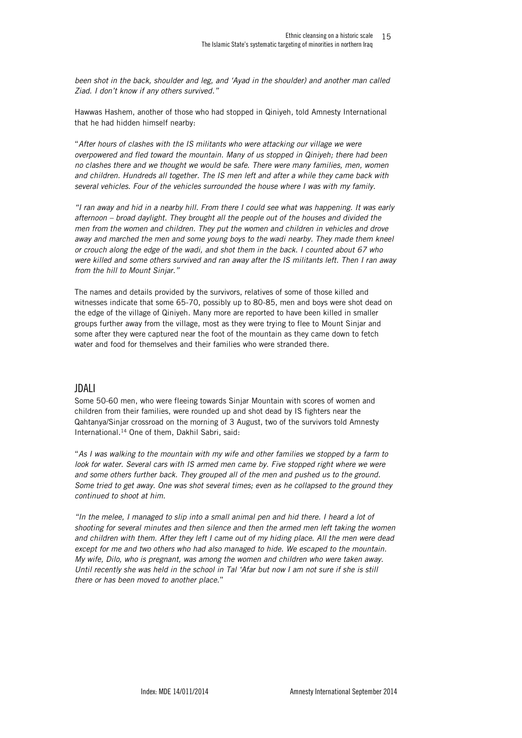*been shot in the back, shoulder and leg, and 'Ayad in the shoulder) and another man called Ziad. I don't know if any others survived."*

Hawwas Hashem, another of those who had stopped in Qiniyeh, told Amnesty International that he had hidden himself nearby:

"*After hours of clashes with the IS militants who were attacking our village we were overpowered and fled toward the mountain. Many of us stopped in Qiniyeh; there had been no clashes there and we thought we would be safe. There were many families, men, women and children. Hundreds all together. The IS men left and after a while they came back with several vehicles. Four of the vehicles surrounded the house where I was with my family.*

*"I ran away and hid in a nearby hill. From there I could see what was happening. It was early afternoon – broad daylight. They brought all the people out of the houses and divided the men from the women and children. They put the women and children in vehicles and drove away and marched the men and some young boys to the wadi nearby. They made them kneel or crouch along the edge of the wadi, and shot them in the back. I counted about 67 who were killed and some others survived and ran away after the IS militants left. Then I ran away from the hill to Mount Sinjar."*

The names and details provided by the survivors, relatives of some of those killed and witnesses indicate that some 65-70, possibly up to 80-85, men and boys were shot dead on the edge of the village of Qiniyeh. Many more are reported to have been killed in smaller groups further away from the village, most as they were trying to flee to Mount Sinjar and some after they were captured near the foot of the mountain as they came down to fetch water and food for themselves and their families who were stranded there.

## JDALI

Some 50-60 men, who were fleeing towards Sinjar Mountain with scores of women and children from their families, were rounded up and shot dead by IS fighters near the Qahtanya/Sinjar crossroad on the morning of 3 August, two of the survivors told Amnesty International.[14] One of them, Dakhil Sabri, said:

"*As I was walking to the mountain with my wife and other families we stopped by a farm to look for water. Several cars with IS armed men came by. Five stopped right where we were and some others further back. They grouped all of the men and pushed us to the ground. Some tried to get away. One was shot several times; even as he collapsed to the ground they continued to shoot at him.*

*"In the melee, I managed to slip into a small animal pen and hid there. I heard a lot of shooting for several minutes and then silence and then the armed men left taking the women and children with them. After they left I came out of my hiding place. All the men were dead except for me and two others who had also managed to hide. We escaped to the mountain. My wife, Dilo, who is pregnant, was among the women and children who were taken away. Until recently she was held in the school in Tal 'Afar but now I am not sure if she is still there or has been moved to another place.*"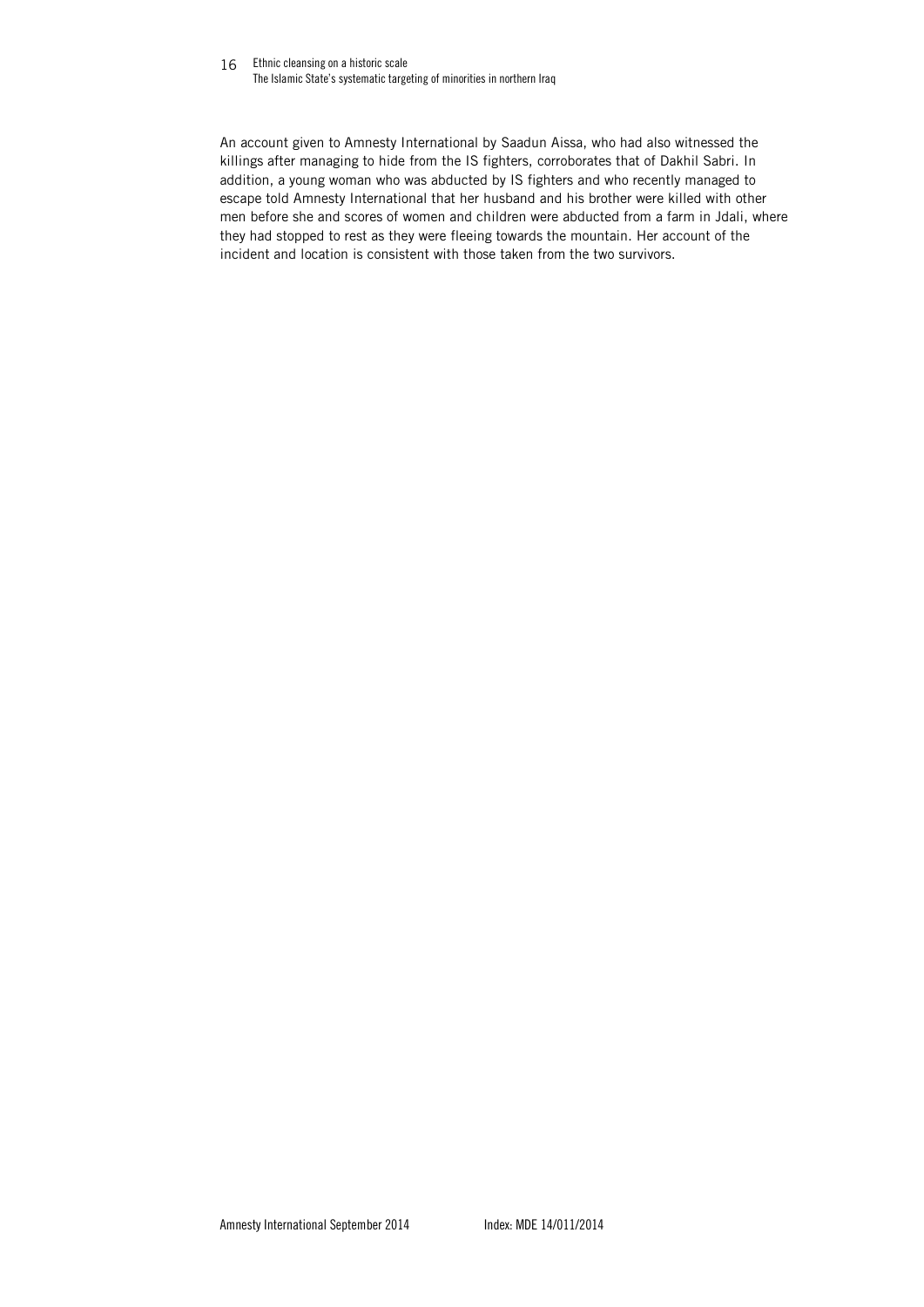An account given to Amnesty International by Saadun Aissa, who had also witnessed the killings after managing to hide from the IS fighters, corroborates that of Dakhil Sabri. In addition, a young woman who was abducted by IS fighters and who recently managed to escape told Amnesty International that her husband and his brother were killed with other men before she and scores of women and children were abducted from a farm in Jdali, where they had stopped to rest as they were fleeing towards the mountain. Her account of the incident and location is consistent with those taken from the two survivors.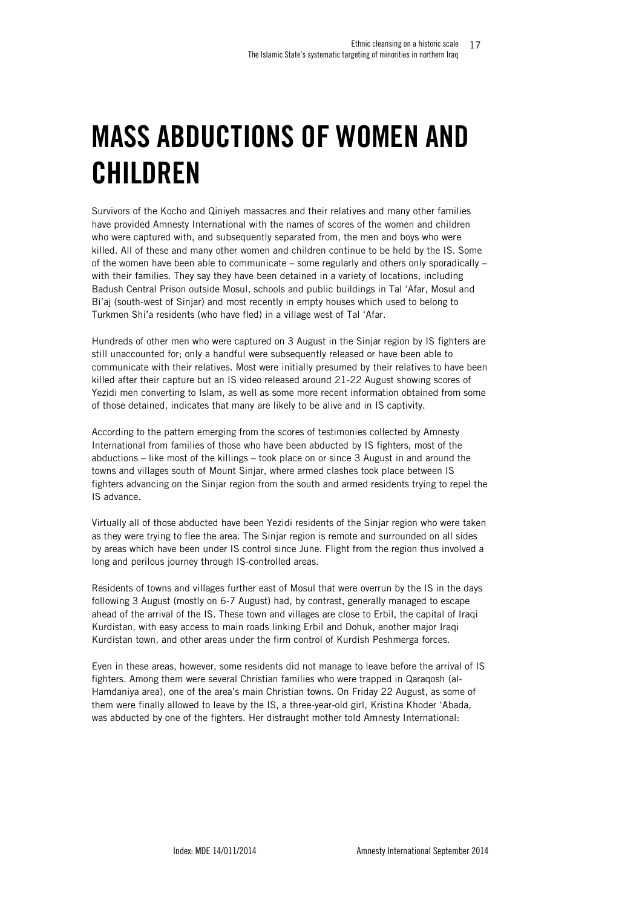# MASS ABDUCTIONS OF WOMEN AND CHILDREN

Survivors of the Kocho and Qiniyeh massacres and their relatives and many other families have provided Amnesty International with the names of scores of the women and children who were captured with, and subsequently separated from, the men and boys who were killed. All of these and many other women and children continue to be held by the IS. Some of the women have been able to communicate – some regularly and others only sporadically – with their families. They say they have been detained in a variety of locations, including Badush Central Prison outside Mosul, schools and public buildings in Tal 'Afar, Mosul and Bi'aj (south-west of Sinjar) and most recently in empty houses which used to belong to Turkmen Shi'a residents (who have fled) in a village west of Tal 'Afar.

Hundreds of other men who were captured on 3 August in the Sinjar region by IS fighters are still unaccounted for; only a handful were subsequently released or have been able to communicate with their relatives. Most were initially presumed by their relatives to have been killed after their capture but an IS video released around 21-22 August showing scores of Yezidi men converting to Islam, as well as some more recent information obtained from some of those detained, indicates that many are likely to be alive and in IS captivity.

According to the pattern emerging from the scores of testimonies collected by Amnesty International from families of those who have been abducted by IS fighters, most of the abductions – like most of the killings – took place on or since 3 August in and around the towns and villages south of Mount Sinjar, where armed clashes took place between IS fighters advancing on the Sinjar region from the south and armed residents trying to repel the IS advance.

Virtually all of those abducted have been Yezidi residents of the Sinjar region who were taken as they were trying to flee the area. The Sinjar region is remote and surrounded on all sides by areas which have been under IS control since June. Flight from the region thus involved a long and perilous journey through IS-controlled areas.

Residents of towns and villages further east of Mosul that were overrun by the IS in the days following 3 August (mostly on 6-7 August) had, by contrast, generally managed to escape ahead of the arrival of the IS. These town and villages are close to Erbil, the capital of Iraqi Kurdistan, with easy access to main roads linking Erbil and Dohuk, another major Iraqi Kurdistan town, and other areas under the firm control of Kurdish Peshmerga forces.

Even in these areas, however, some residents did not manage to leave before the arrival of IS fighters. Among them were several Christian families who were trapped in Qaraqosh (al-Hamdaniya area), one of the area's main Christian towns. On Friday 22 August, as some of them were finally allowed to leave by the IS, a three-year-old girl, Kristina Khoder 'Abada, was abducted by one of the fighters. Her distraught mother told Amnesty International: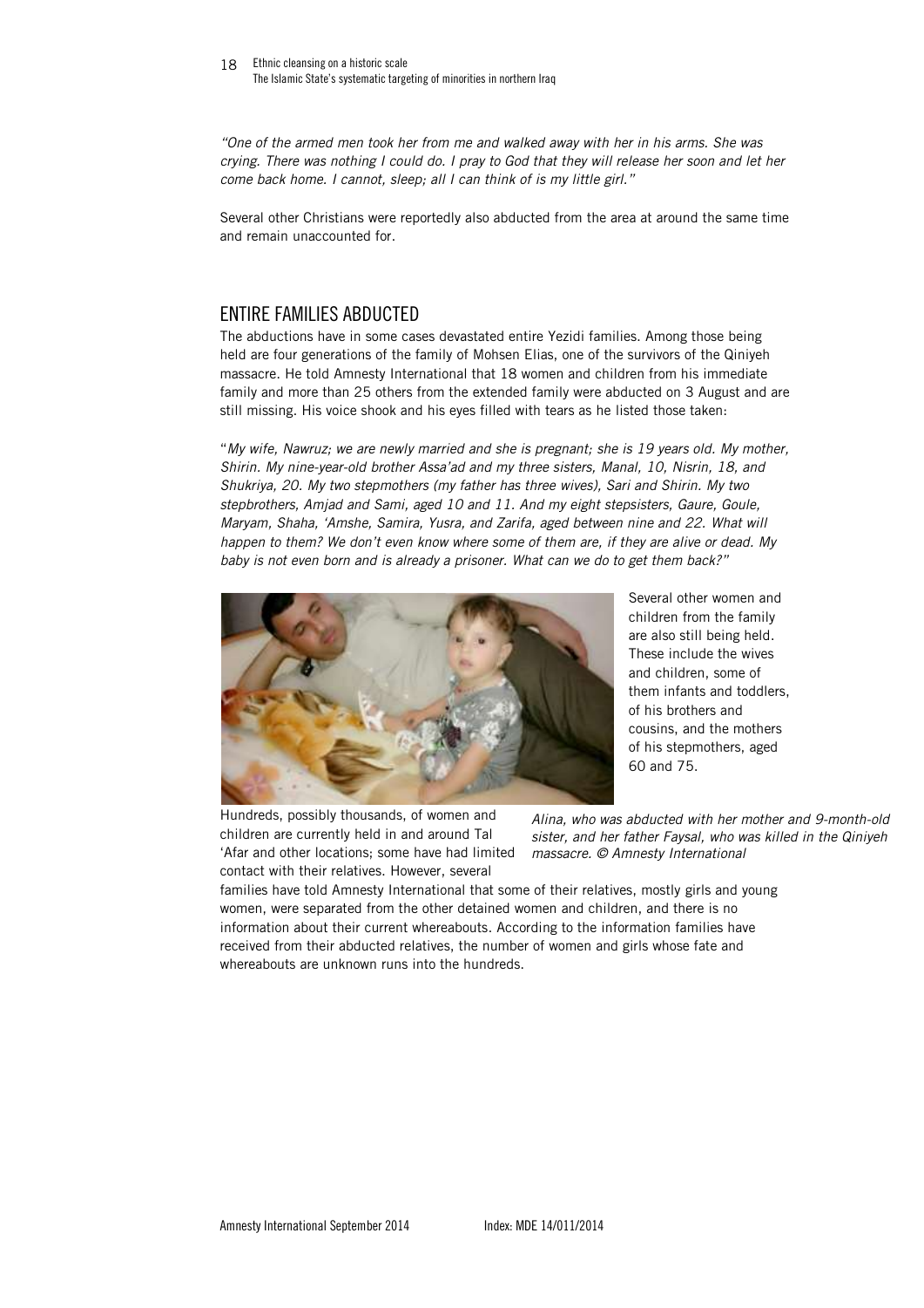*"One of the armed men took her from me and walked away with her in his arms. She was crying. There was nothing I could do. I pray to God that they will release her soon and let her come back home. I cannot, sleep; all I can think of is my little girl."*

Several other Christians were reportedly also abducted from the area at around the same time and remain unaccounted for.

## ENTIRE FAMILIES ABDUCTED

The abductions have in some cases devastated entire Yezidi families. Among those being held are four generations of the family of Mohsen Elias, one of the survivors of the Qiniyeh massacre. He told Amnesty International that 18 women and children from his immediate family and more than 25 others from the extended family were abducted on 3 August and are still missing. His voice shook and his eyes filled with tears as he listed those taken:

"*My wife, Nawruz; we are newly married and she is pregnant; she is 19 years old. My mother, Shirin. My nine-year-old brother Assa'ad and my three sisters, Manal, 10, Nisrin, 18, and Shukriya, 20. My two stepmothers (my father has three wives), Sari and Shirin. My two stepbrothers, Amjad and Sami, aged 10 and 11. And my eight stepsisters, Gaure, Goule, Maryam, Shaha, 'Amshe, Samira, Yusra, and Zarifa, aged between nine and 22. What will happen to them? We don't even know where some of them are, if they are alive or dead. My baby is not even born and is already a prisoner. What can we do to get them back?"*

Several other women and children from the family are also still being held. These include the wives and children, some of them infants and toddlers, of his brothers and cousins, and the mothers of his stepmothers, aged 60 and 75.

*Alina, who was abducted with her mother and 9-month-old sister, and her father Faysal, who was killed in the Qiniyeh massacre. © Amnesty International*

Hundreds, possibly thousands, of women and children are currently held in and around Tal 'Afar and other locations; some have had limited contact with their relatives. However, several families have told Amnesty International that some of their relatives, mostly girls and young women, were separated from the other detained women and children, and there is no information about their current whereabouts. According to the information families have received from their abducted relatives, the number of women and girls whose fate and whereabouts are unknown runs into the hundreds.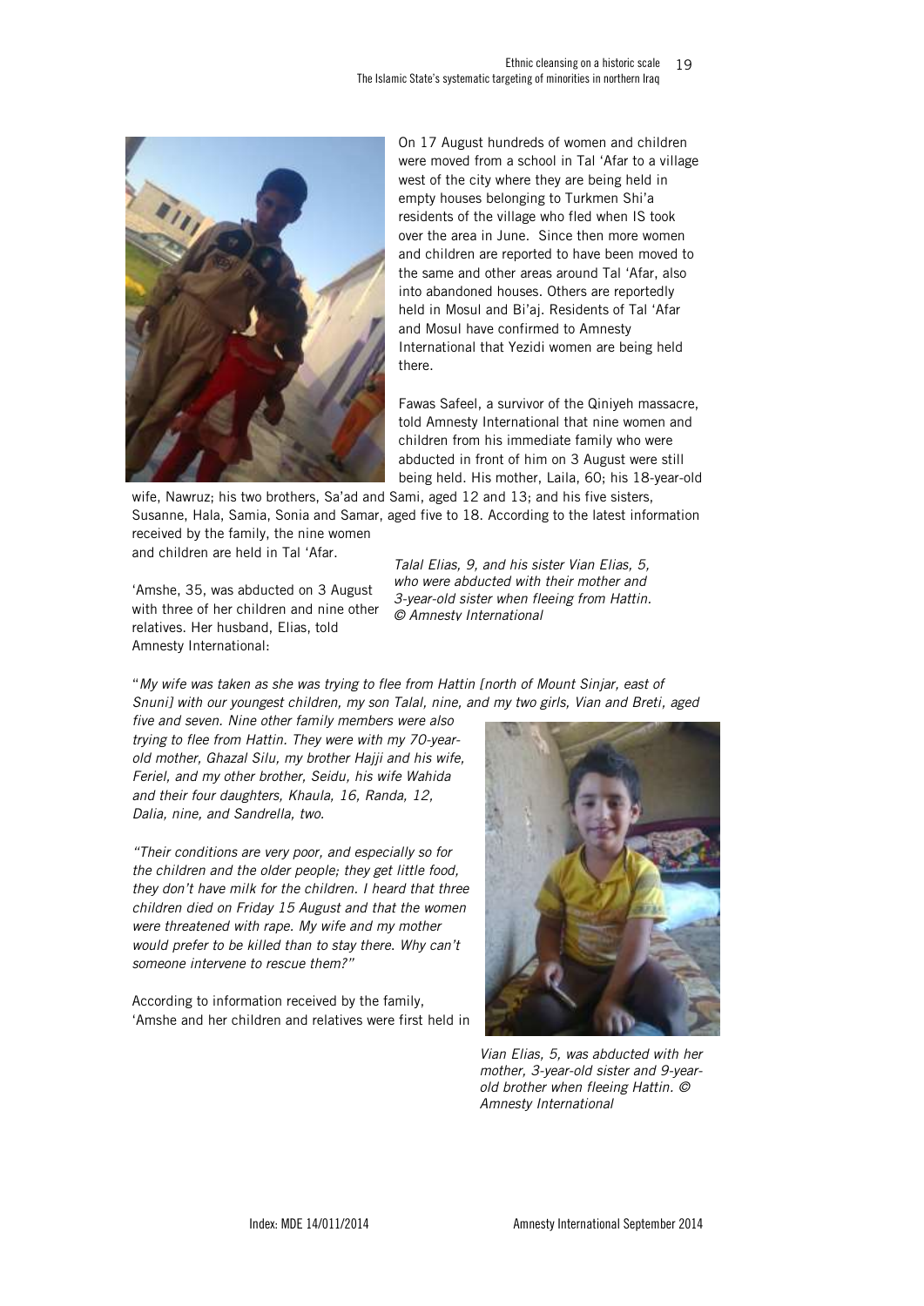On 17 August hundreds of women and children were moved from a school in Tal 'Afar to a village west of the city where they are being held in empty houses belonging to Turkmen Shi'a residents of the village who fled when IS took over the area in June. Since then more women and children are reported to have been moved to the same and other areas around Tal 'Afar, also into abandoned houses. Others are reportedly held in Mosul and Bi'aj. Residents of Tal 'Afar and Mosul have confirmed to Amnesty International that Yezidi women are being held there.

Fawas Safeel, a survivor of the Qiniyeh massacre, told Amnesty International that nine women and children from his immediate family who were abducted in front of him on 3 August were still being held. His mother, Laila, 60; his 18-year-old wife, Nawruz; his two brothers, Sa'ad and Sami, aged 12 and 13; and his five sisters, Susanne, Hala, Samia, Sonia and Samar, aged five to 18. According to the latest information received by the family, the nine women and children are held in Tal 'Afar.

*Talal Elias, 9, and his sister Vian Elias, 5, who were abducted with their mother and 3-year-old sister when fleeing from Hattin. © Amnesty International*

'Amshe, 35, was abducted on 3 August with three of her children and nine other relatives. Her husband, Elias, told Amnesty International:

"*My wife was taken as she was trying to flee from Hattin [north of Mount Sinjar, east of Snuni] with our youngest children, my son Talal, nine, and my two girls, Vian and Breti, aged five and seven. Nine other family members were also trying to flee from Hattin. They were with my 70-year-old mother, Ghazal Silu, my brother Hajji and his wife, Feriel, and my other brother, Seidu, his wife Wahida and their four daughters, Khaula, 16, Randa, 12, Dalia, nine, and Sandrella, two.*

*"Their conditions are very poor, and especially so for the children and the older people; they get little food, they don't have milk for the children. I heard that three children died on Friday 15 August and that the women were threatened with rape. My wife and my mother would prefer to be killed than to stay there. Why can't someone intervene to rescue them?"*

According to information received by the family, 'Amshe and her children and relatives were first held in

*Vian Elias, 5, was abducted with her mother, 3-year-old sister and 9-year-old brother when fleeing Hattin. © Amnesty International*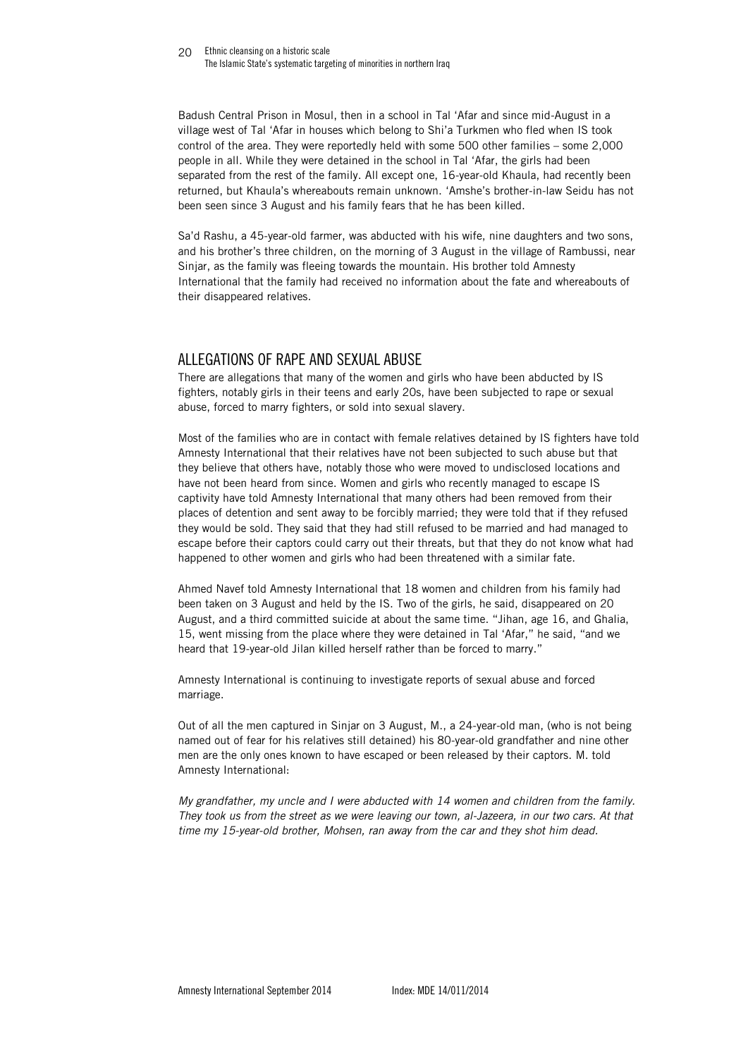Badush Central Prison in Mosul, then in a school in Tal 'Afar and since mid-August in a village west of Tal 'Afar in houses which belong to Shi'a Turkmen who fled when IS took control of the area. They were reportedly held with some 500 other families – some 2,000 people in all. While they were detained in the school in Tal 'Afar, the girls had been separated from the rest of the family. All except one, 16-year-old Khaula, had recently been returned, but Khaula's whereabouts remain unknown. 'Amshe's brother-in-law Seidu has not been seen since 3 August and his family fears that he has been killed.

Sa'd Rashu, a 45-year-old farmer, was abducted with his wife, nine daughters and two sons, and his brother's three children, on the morning of 3 August in the village of Rambussi, near Sinjar, as the family was fleeing towards the mountain. His brother told Amnesty International that the family had received no information about the fate and whereabouts of their disappeared relatives.

## ALLEGATIONS OF RAPE AND SEXUAL ABUSE

There are allegations that many of the women and girls who have been abducted by IS fighters, notably girls in their teens and early 20s, have been subjected to rape or sexual abuse, forced to marry fighters, or sold into sexual slavery.

Most of the families who are in contact with female relatives detained by IS fighters have told Amnesty International that their relatives have not been subjected to such abuse but that they believe that others have, notably those who were moved to undisclosed locations and have not been heard from since. Women and girls who recently managed to escape IS captivity have told Amnesty International that many others had been removed from their places of detention and sent away to be forcibly married; they were told that if they refused they would be sold. They said that they had still refused to be married and had managed to escape before their captors could carry out their threats, but that they do not know what had happened to other women and girls who had been threatened with a similar fate.

Ahmed Navef told Amnesty International that 18 women and children from his family had been taken on 3 August and held by the IS. Two of the girls, he said, disappeared on 20 August, and a third committed suicide at about the same time. "Jihan, age 16, and Ghalia, 15, went missing from the place where they were detained in Tal 'Afar," he said, "and we heard that 19-year-old Jilan killed herself rather than be forced to marry."

Amnesty International is continuing to investigate reports of sexual abuse and forced marriage.

Out of all the men captured in Sinjar on 3 August, M., a 24-year-old man, (who is not being named out of fear for his relatives still detained) his 80-year-old grandfather and nine other men are the only ones known to have escaped or been released by their captors. M. told Amnesty International:

*My grandfather, my uncle and I were abducted with 14 women and children from the family. They took us from the street as we were leaving our town, al-Jazeera, in our two cars. At that time my 15-year-old brother, Mohsen, ran away from the car and they shot him dead.*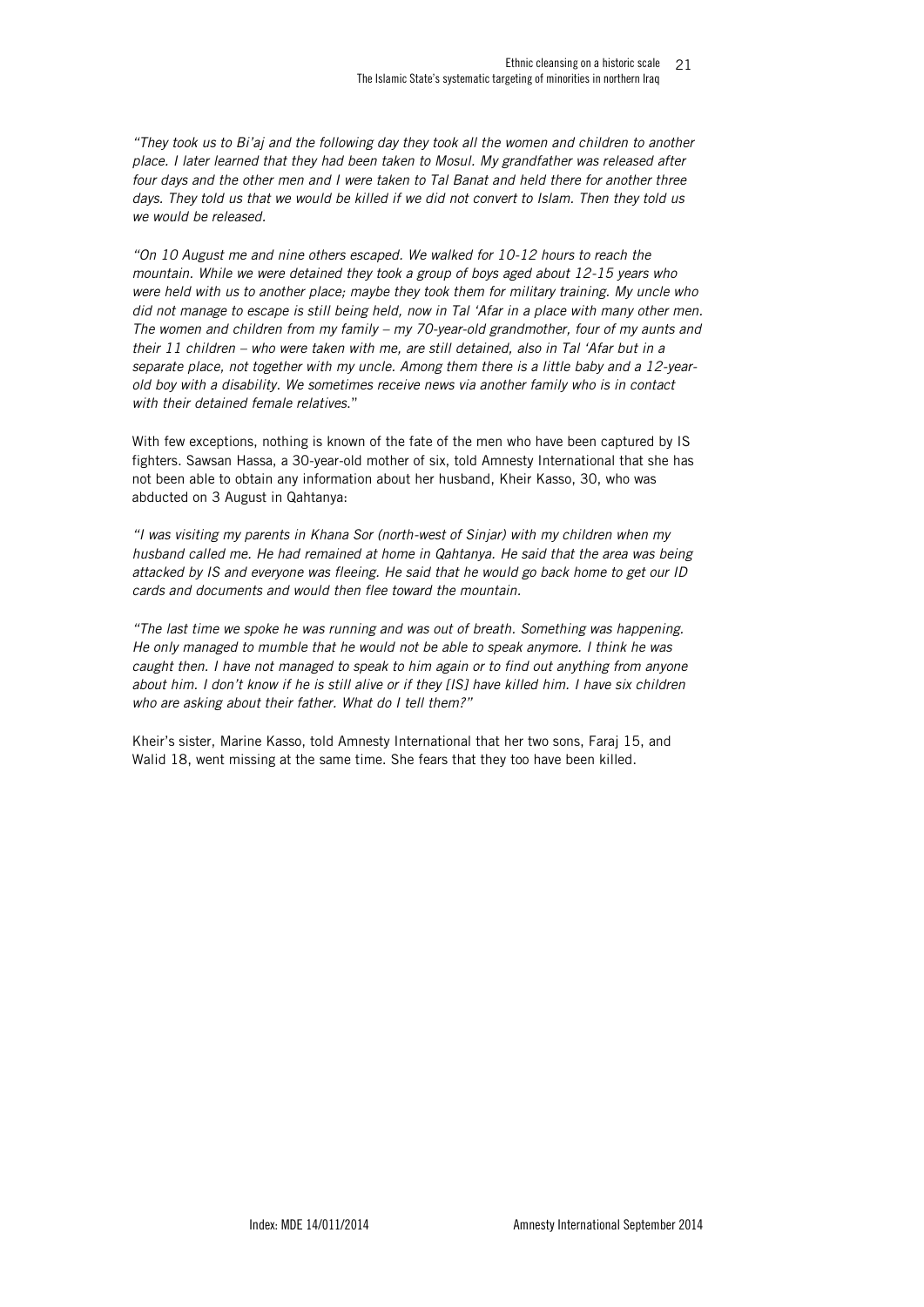*"They took us to Bi'aj and the following day they took all the women and children to another place. I later learned that they had been taken to Mosul. My grandfather was released after four days and the other men and I were taken to Tal Banat and held there for another three days. They told us that we would be killed if we did not convert to Islam. Then they told us we would be released.*

*"On 10 August me and nine others escaped. We walked for 10-12 hours to reach the mountain. While we were detained they took a group of boys aged about 12-15 years who were held with us to another place; maybe they took them for military training. My uncle who did not manage to escape is still being held, now in Tal 'Afar in a place with many other men. The women and children from my family – my 70-year-old grandmother, four of my aunts and their 11 children – who were taken with me, are still detained, also in Tal 'Afar but in a separate place, not together with my uncle. Among them there is a little baby and a 12-year-old boy with a disability. We sometimes receive news via another family who is in contact with their detained female relatives.*"

With few exceptions, nothing is known of the fate of the men who have been captured by IS fighters. Sawsan Hassa, a 30-year-old mother of six, told Amnesty International that she has not been able to obtain any information about her husband, Kheir Kasso, 30, who was abducted on 3 August in Qahtanya:

*"I was visiting my parents in Khana Sor (north-west of Sinjar) with my children when my husband called me. He had remained at home in Qahtanya. He said that the area was being attacked by IS and everyone was fleeing. He said that he would go back home to get our ID cards and documents and would then flee toward the mountain.*

*"The last time we spoke he was running and was out of breath. Something was happening. He only managed to mumble that he would not be able to speak anymore. I think he was caught then. I have not managed to speak to him again or to find out anything from anyone about him. I don't know if he is still alive or if they [IS] have killed him. I have six children who are asking about their father. What do I tell them?"*

Kheir's sister, Marine Kasso, told Amnesty International that her two sons, Faraj 15, and Walid 18, went missing at the same time. She fears that they too have been killed.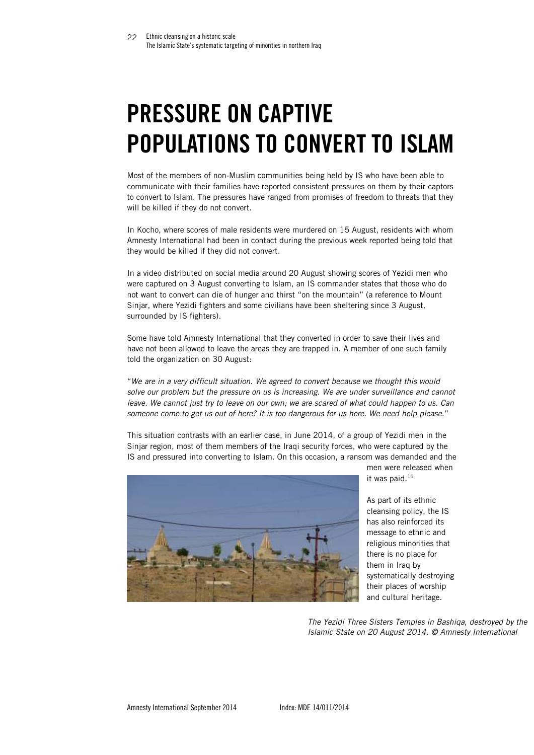# PRESSURE ON CAPTIVE POPULATIONS TO CONVERT TO ISLAM

Most of the members of non-Muslim communities being held by IS who have been able to communicate with their families have reported consistent pressures on them by their captors to convert to Islam. The pressures have ranged from promises of freedom to threats that they will be killed if they do not convert.

In Kocho, where scores of male residents were murdered on 15 August, residents with whom Amnesty International had been in contact during the previous week reported being told that they would be killed if they did not convert.

In a video distributed on social media around 20 August showing scores of Yezidi men who were captured on 3 August converting to Islam, an IS commander states that those who do not want to convert can die of hunger and thirst "on the mountain" (a reference to Mount Sinjar, where Yezidi fighters and some civilians have been sheltering since 3 August, surrounded by IS fighters).

Some have told Amnesty International that they converted in order to save their lives and have not been allowed to leave the areas they are trapped in. A member of one such family told the organization on 30 August:

"*We are in a very difficult situation. We agreed to convert because we thought this would solve our problem but the pressure on us is increasing. We are under surveillance and cannot leave. We cannot just try to leave on our own; we are scared of what could happen to us. Can someone come to get us out of here? It is too dangerous for us here. We need help please.*"

This situation contrasts with an earlier case, in June 2014, of a group of Yezidi men in the Sinjar region, most of them members of the Iraqi security forces, who were captured by the IS and pressured into converting to Islam. On this occasion, a ransom was demanded and the men were released when it was paid.[15]

As part of its ethnic cleansing policy, the IS has also reinforced its message to ethnic and religious minorities that there is no place for them in Iraq by systematically destroying their places of worship and cultural heritage.

*The Yezidi Three Sisters Temples in Bashiqa, destroyed by the Islamic State on 20 August 2014. © Amnesty International*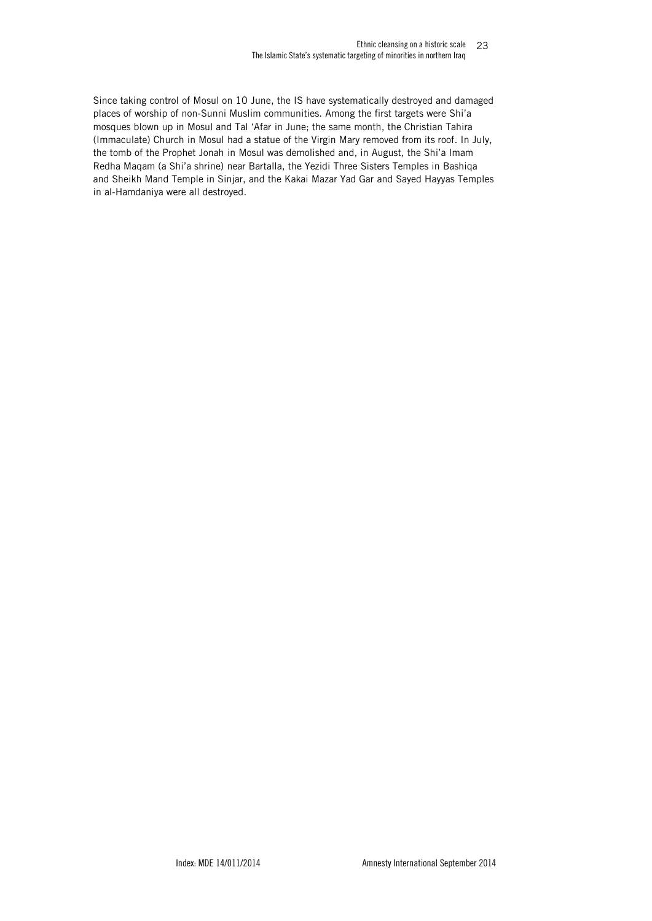Since taking control of Mosul on 10 June, the IS have systematically destroyed and damaged places of worship of non-Sunni Muslim communities. Among the first targets were Shi'a mosques blown up in Mosul and Tal 'Afar in June; the same month, the Christian Tahira (Immaculate) Church in Mosul had a statue of the Virgin Mary removed from its roof. In July, the tomb of the Prophet Jonah in Mosul was demolished and, in August, the Shi'a Imam Redha Maqam (a Shi'a shrine) near Bartalla, the Yezidi Three Sisters Temples in Bashiqa and Sheikh Mand Temple in Sinjar, and the Kakai Mazar Yad Gar and Sayed Hayyas Temples in al-Hamdaniya were all destroyed.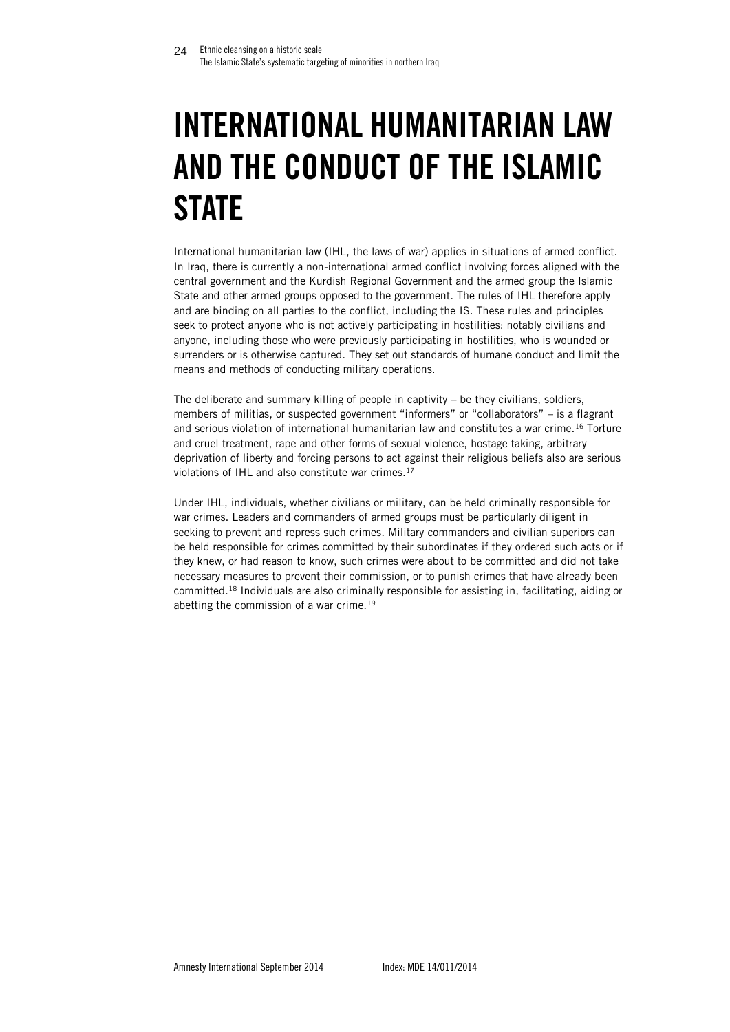# INTERNATIONAL HUMANITARIAN LAW AND THE CONDUCT OF THE ISLAMIC STATE

International humanitarian law (IHL, the laws of war) applies in situations of armed conflict. In Iraq, there is currently a non-international armed conflict involving forces aligned with the central government and the Kurdish Regional Government and the armed group the Islamic State and other armed groups opposed to the government. The rules of IHL therefore apply and are binding on all parties to the conflict, including the IS. These rules and principles seek to protect anyone who is not actively participating in hostilities: notably civilians and anyone, including those who were previously participating in hostilities, who is wounded or surrenders or is otherwise captured. They set out standards of humane conduct and limit the means and methods of conducting military operations.

The deliberate and summary killing of people in captivity – be they civilians, soldiers, members of militias, or suspected government "informers" or "collaborators" – is a flagrant and serious violation of international humanitarian law and constitutes a war crime.[16] Torture and cruel treatment, rape and other forms of sexual violence, hostage taking, arbitrary deprivation of liberty and forcing persons to act against their religious beliefs also are serious violations of IHL and also constitute war crimes.[17]

Under IHL, individuals, whether civilians or military, can be held criminally responsible for war crimes. Leaders and commanders of armed groups must be particularly diligent in seeking to prevent and repress such crimes. Military commanders and civilian superiors can be held responsible for crimes committed by their subordinates if they ordered such acts or if they knew, or had reason to know, such crimes were about to be committed and did not take necessary measures to prevent their commission, or to punish crimes that have already been committed.[18] Individuals are also criminally responsible for assisting in, facilitating, aiding or abetting the commission of a war crime.[19]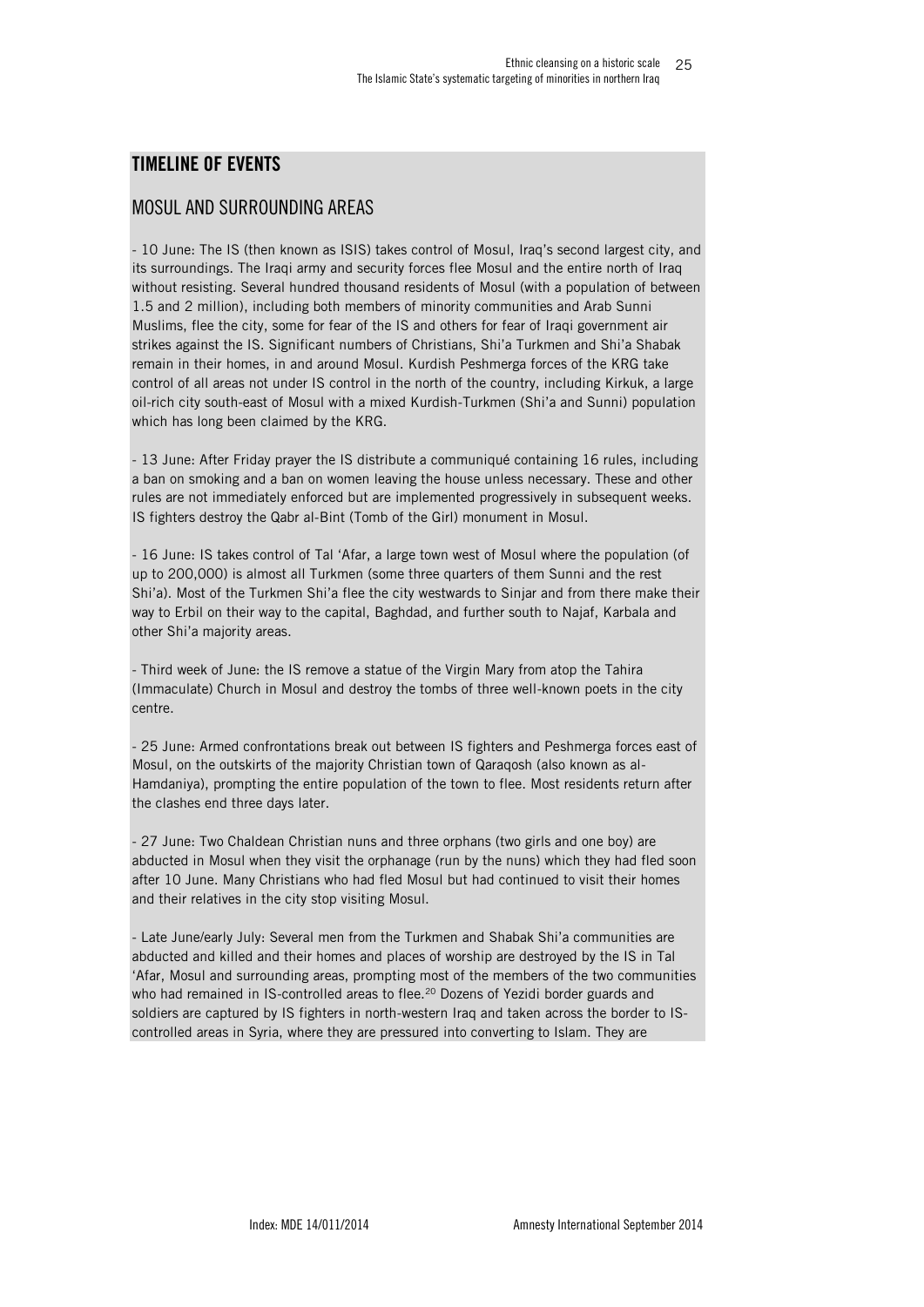## TIMELINE OF EVENTS

### MOSUL AND SURROUNDING AREAS

- 10 June: The IS (then known as ISIS) takes control of Mosul, Iraq's second largest city, and its surroundings. The Iraqi army and security forces flee Mosul and the entire north of Iraq without resisting. Several hundred thousand residents of Mosul (with a population of between 1.5 and 2 million), including both members of minority communities and Arab Sunni Muslims, flee the city, some for fear of the IS and others for fear of Iraqi government air strikes against the IS. Significant numbers of Christians, Shi'a Turkmen and Shi'a Shabak remain in their homes, in and around Mosul. Kurdish Peshmerga forces of the KRG take control of all areas not under IS control in the north of the country, including Kirkuk, a large oil-rich city south-east of Mosul with a mixed Kurdish-Turkmen (Shi'a and Sunni) population which has long been claimed by the KRG.

- 13 June: After Friday prayer the IS distribute a communiqué containing 16 rules, including a ban on smoking and a ban on women leaving the house unless necessary. These and other rules are not immediately enforced but are implemented progressively in subsequent weeks. IS fighters destroy the Qabr al-Bint (Tomb of the Girl) monument in Mosul.

- 16 June: IS takes control of Tal 'Afar, a large town west of Mosul where the population (of up to 200,000) is almost all Turkmen (some three quarters of them Sunni and the rest Shi'a). Most of the Turkmen Shi'a flee the city westwards to Sinjar and from there make their way to Erbil on their way to the capital, Baghdad, and further south to Najaf, Karbala and other Shi'a majority areas.

- Third week of June: the IS remove a statue of the Virgin Mary from atop the Tahira (Immaculate) Church in Mosul and destroy the tombs of three well-known poets in the city centre.

- 25 June: Armed confrontations break out between IS fighters and Peshmerga forces east of Mosul, on the outskirts of the majority Christian town of Qaraqosh (also known as al-Hamdaniya), prompting the entire population of the town to flee. Most residents return after the clashes end three days later.

- 27 June: Two Chaldean Christian nuns and three orphans (two girls and one boy) are abducted in Mosul when they visit the orphanage (run by the nuns) which they had fled soon after 10 June. Many Christians who had fled Mosul but had continued to visit their homes and their relatives in the city stop visiting Mosul.

- Late June/early July: Several men from the Turkmen and Shabak Shi'a communities are abducted and killed and their homes and places of worship are destroyed by the IS in Tal 'Afar, Mosul and surrounding areas, prompting most of the members of the two communities who had remained in IS-controlled areas to flee.[20] Dozens of Yezidi border guards and soldiers are captured by IS fighters in north-western Iraq and taken across the border to IS-controlled areas in Syria, where they are pressured into converting to Islam. They are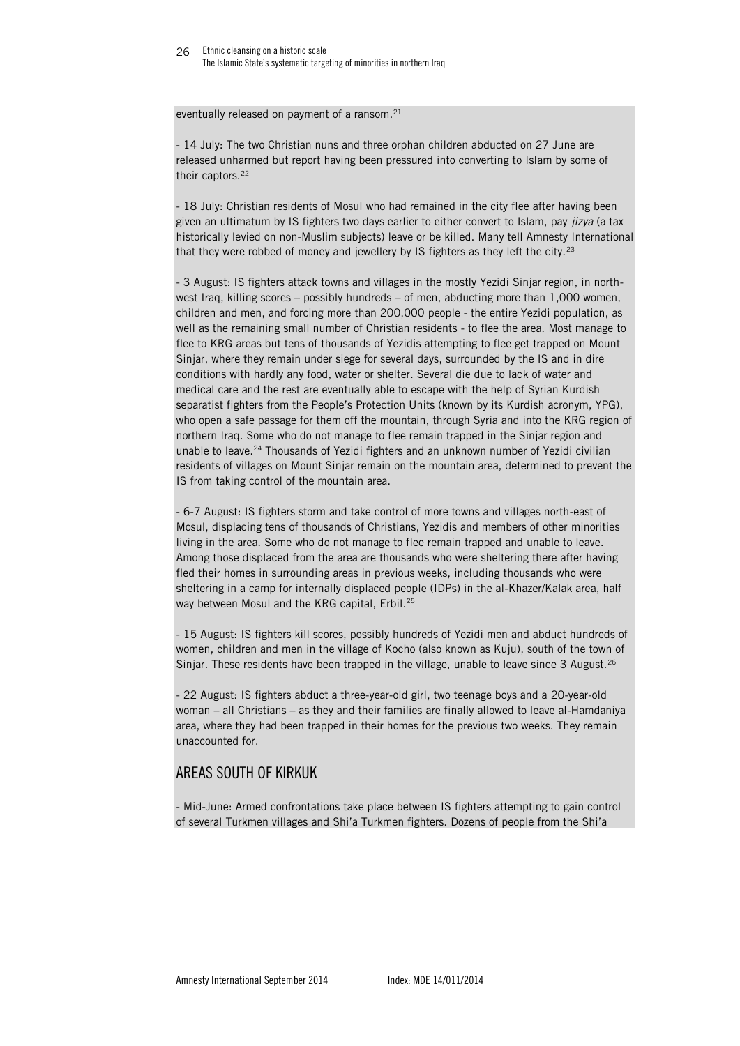eventually released on payment of a ransom.[21]

- 14 July: The two Christian nuns and three orphan children abducted on 27 June are released unharmed but report having been pressured into converting to Islam by some of their captors.[22]

- 18 July: Christian residents of Mosul who had remained in the city flee after having been given an ultimatum by IS fighters two days earlier to either convert to Islam, pay *jizya* (a tax historically levied on non-Muslim subjects) leave or be killed. Many tell Amnesty International that they were robbed of money and jewellery by IS fighters as they left the city.[23]

- 3 August: IS fighters attack towns and villages in the mostly Yezidi Sinjar region, in north-west Iraq, killing scores – possibly hundreds – of men, abducting more than 1,000 women, children and men, and forcing more than 200,000 people - the entire Yezidi population, as well as the remaining small number of Christian residents - to flee the area. Most manage to flee to KRG areas but tens of thousands of Yezidis attempting to flee get trapped on Mount Sinjar, where they remain under siege for several days, surrounded by the IS and in dire conditions with hardly any food, water or shelter. Several die due to lack of water and medical care and the rest are eventually able to escape with the help of Syrian Kurdish separatist fighters from the People's Protection Units (known by its Kurdish acronym, YPG), who open a safe passage for them off the mountain, through Syria and into the KRG region of northern Iraq. Some who do not manage to flee remain trapped in the Sinjar region and unable to leave.[24] Thousands of Yezidi fighters and an unknown number of Yezidi civilian residents of villages on Mount Sinjar remain on the mountain area, determined to prevent the IS from taking control of the mountain area.

- 6-7 August: IS fighters storm and take control of more towns and villages north-east of Mosul, displacing tens of thousands of Christians, Yezidis and members of other minorities living in the area. Some who do not manage to flee remain trapped and unable to leave. Among those displaced from the area are thousands who were sheltering there after having fled their homes in surrounding areas in previous weeks, including thousands who were sheltering in a camp for internally displaced people (IDPs) in the al-Khazer/Kalak area, half way between Mosul and the KRG capital, Erbil.[25]

- 15 August: IS fighters kill scores, possibly hundreds of Yezidi men and abduct hundreds of women, children and men in the village of Kocho (also known as Kuju), south of the town of Sinjar. These residents have been trapped in the village, unable to leave since 3 August.[26]

- 22 August: IS fighters abduct a three-year-old girl, two teenage boys and a 20-year-old woman – all Christians – as they and their families are finally allowed to leave al-Hamdaniya area, where they had been trapped in their homes for the previous two weeks. They remain unaccounted for.

## AREAS SOUTH OF KIRKUK

- Mid-June: Armed confrontations take place between IS fighters attempting to gain control of several Turkmen villages and Shi'a Turkmen fighters. Dozens of people from the Shi'a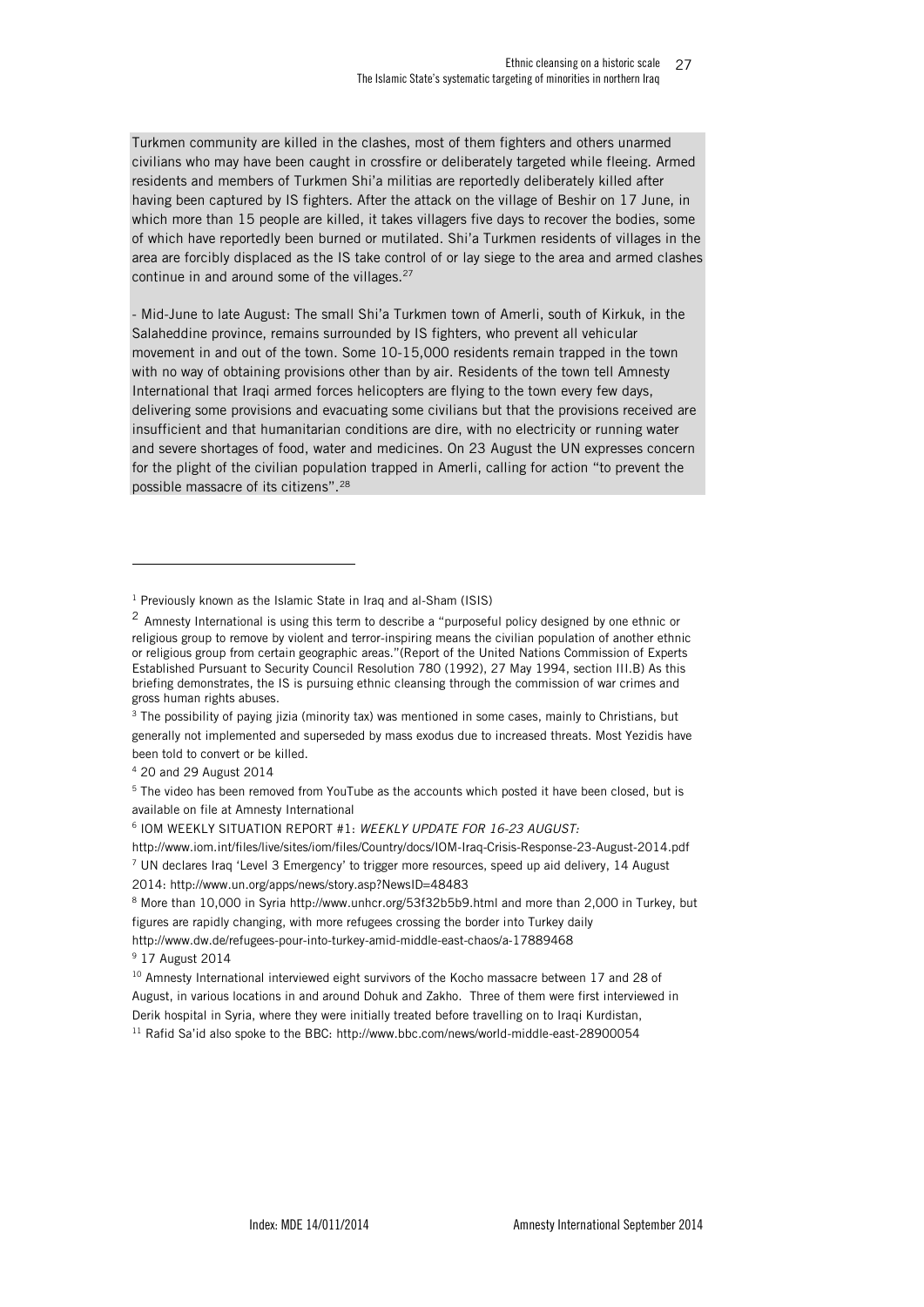Turkmen community are killed in the clashes, most of them fighters and others unarmed civilians who may have been caught in crossfire or deliberately targeted while fleeing. Armed residents and members of Turkmen Shi'a militias are reportedly deliberately killed after having been captured by IS fighters. After the attack on the village of Beshir on 17 June, in which more than 15 people are killed, it takes villagers five days to recover the bodies, some of which have reportedly been burned or mutilated. Shi'a Turkmen residents of villages in the area are forcibly displaced as the IS take control of or lay siege to the area and armed clashes continue in and around some of the villages.[27]

- Mid-June to late August: The small Shi'a Turkmen town of Amerli, south of Kirkuk, in the Salaheddine province, remains surrounded by IS fighters, who prevent all vehicular movement in and out of the town. Some 10-15,000 residents remain trapped in the town with no way of obtaining provisions other than by air. Residents of the town tell Amnesty International that Iraqi armed forces helicopters are flying to the town every few days, delivering some provisions and evacuating some civilians but that the provisions received are insufficient and that humanitarian conditions are dire, with no electricity or running water and severe shortages of food, water and medicines. On 23 August the UN expresses concern for the plight of the civilian population trapped in Amerli, calling for action "to prevent the possible massacre of its citizens".[28]

---

[1] Previously known as the Islamic State in Iraq and al-Sham (ISIS)

[2] Amnesty International is using this term to describe a "purposeful policy designed by one ethnic or religious group to remove by violent and terror-inspiring means the civilian population of another ethnic or religious group from certain geographic areas."(Report of the United Nations Commission of Experts Established Pursuant to Security Council Resolution 780 (1992), 27 May 1994, section III.B) As this briefing demonstrates, the IS is pursuing ethnic cleansing through the commission of war crimes and gross human rights abuses.

[3] The possibility of paying jizia (minority tax) was mentioned in some cases, mainly to Christians, but generally not implemented and superseded by mass exodus due to increased threats. Most Yezidis have been told to convert or be killed.

[4] 20 and 29 August 2014

[5] The video has been removed from YouTube as the accounts which posted it have been closed, but is available on file at Amnesty International

[6] IOM WEEKLY SITUATION REPORT #1: *WEEKLY UPDATE FOR 16-23 AUGUST:* http://www.iom.int/files/live/sites/iom/files/Country/docs/IOM-Iraq-Crisis-Response-23-August-2014.pdf

[7] UN declares Iraq 'Level 3 Emergency' to trigger more resources, speed up aid delivery, 14 August 2014: http://www.un.org/apps/news/story.asp?NewsID=48483

[8] More than 10,000 in Syria http://www.unhcr.org/53f32b5b9.html and more than 2,000 in Turkey, but figures are rapidly changing, with more refugees crossing the border into Turkey daily http://www.dw.de/refugees-pour-into-turkey-amid-middle-east-chaos/a-17889468

[9] 17 August 2014

[10] Amnesty International interviewed eight survivors of the Kocho massacre between 17 and 28 of August, in various locations in and around Dohuk and Zakho. Three of them were first interviewed in Derik hospital in Syria, where they were initially treated before travelling on to Iraqi Kurdistan,

[11] Rafid Sa'id also spoke to the BBC: http://www.bbc.com/news/world-middle-east-28900054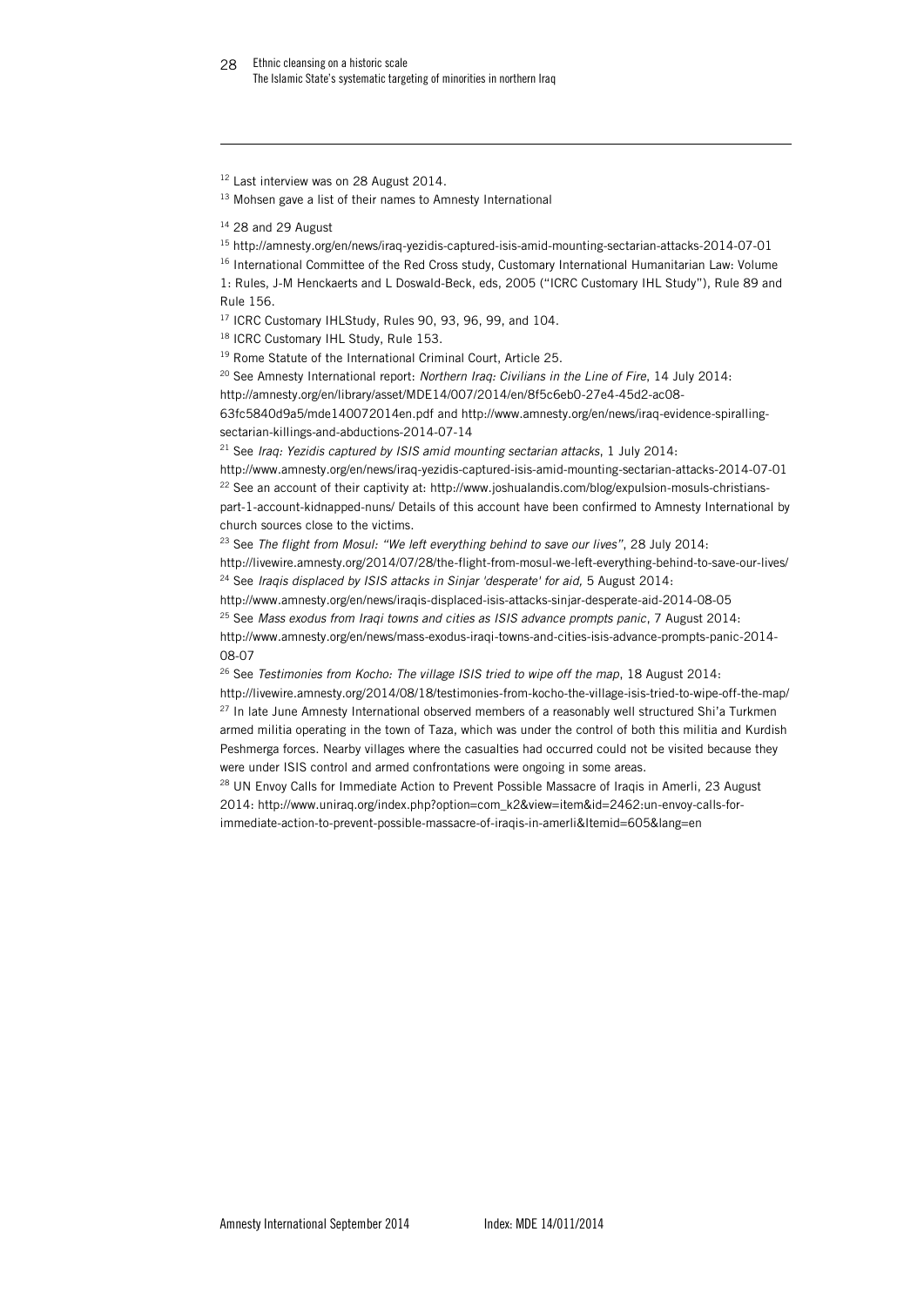[12] Last interview was on 28 August 2014.

[13] Mohsen gave a list of their names to Amnesty International

[14] 28 and 29 August

[15] http://amnesty.org/en/news/iraq-yezidis-captured-isis-amid-mounting-sectarian-attacks-2014-07-01

[16] International Committee of the Red Cross study, Customary International Humanitarian Law: Volume 1: Rules, J-M Henckaerts and L Doswald-Beck, eds, 2005 ("ICRC Customary IHL Study"), Rule 89 and Rule 156.

[17] ICRC Customary IHLStudy, Rules 90, 93, 96, 99, and 104.

[18] ICRC Customary IHL Study, Rule 153.

[19] Rome Statute of the International Criminal Court, Article 25.

[20] See Amnesty International report: *Northern Iraq: Civilians in the Line of Fire*, 14 July 2014: http://amnesty.org/en/library/asset/MDE14/007/2014/en/8f5c6eb0-27e4-45d2-ac08-63fc5840d9a5/mde140072014en.pdf and http://www.amnesty.org/en/news/iraq-evidence-spiralling-sectarian-killings-and-abductions-2014-07-14

[21] See *Iraq: Yezidis captured by ISIS amid mounting sectarian attacks*, 1 July 2014: http://www.amnesty.org/en/news/iraq-yezidis-captured-isis-amid-mounting-sectarian-attacks-2014-07-01

[22] See an account of their captivity at: http://www.joshualandis.com/blog/expulsion-mosuls-christians-part-1-account-kidnapped-nuns/ Details of this account have been confirmed to Amnesty International by church sources close to the victims.

[23] See *The flight from Mosul: "We left everything behind to save our lives"*, 28 July 2014: http://livewire.amnesty.org/2014/07/28/the-flight-from-mosul-we-left-everything-behind-to-save-our-lives/

[24] See *Iraqis displaced by ISIS attacks in Sinjar 'desperate' for aid,* 5 August 2014: http://www.amnesty.org/en/news/iraqis-displaced-isis-attacks-sinjar-desperate-aid-2014-08-05

[25] See *Mass exodus from Iraqi towns and cities as ISIS advance prompts panic*, 7 August 2014: http://www.amnesty.org/en/news/mass-exodus-iraqi-towns-and-cities-isis-advance-prompts-panic-2014-08-07

[26] See *Testimonies from Kocho: The village ISIS tried to wipe off the map*, 18 August 2014: http://livewire.amnesty.org/2014/08/18/testimonies-from-kocho-the-village-isis-tried-to-wipe-off-the-map/

[27] In late June Amnesty International observed members of a reasonably well structured Shi'a Turkmen armed militia operating in the town of Taza, which was under the control of both this militia and Kurdish Peshmerga forces. Nearby villages where the casualties had occurred could not be visited because they were under ISIS control and armed confrontations were ongoing in some areas.

[28] UN Envoy Calls for Immediate Action to Prevent Possible Massacre of Iraqis in Amerli, 23 August 2014: http://www.uniraq.org/index.php?option=com_k2&view=item&id=2462:un-envoy-calls-for-immediate-action-to-prevent-possible-massacre-of-iraqis-in-amerli&Itemid=605&lang=en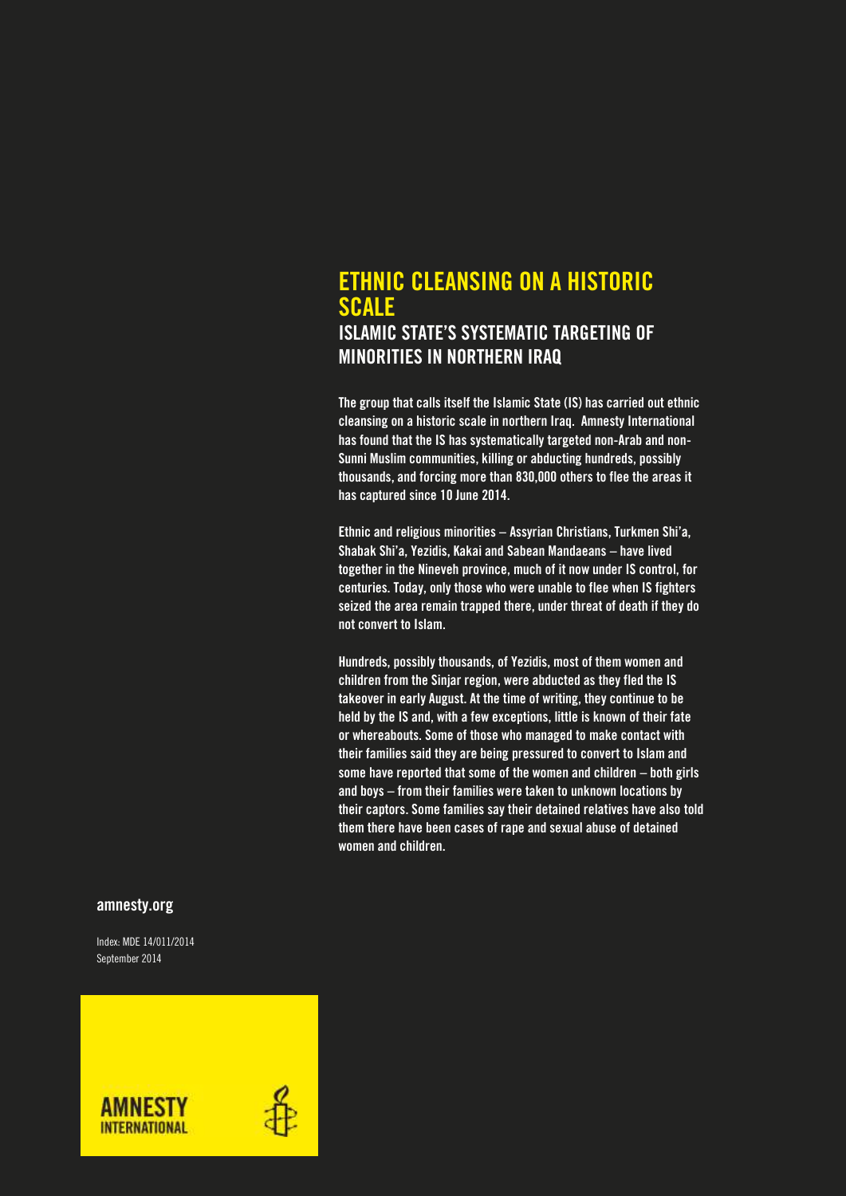# ETHNIC CLEANSING ON A HISTORIC SCALE

## ISLAMIC STATE'S SYSTEMATIC TARGETING OF MINORITIES IN NORTHERN IRAQ

The group that calls itself the Islamic State (IS) has carried out ethnic cleansing on a historic scale in northern Iraq. Amnesty International has found that the IS has systematically targeted non-Arab and non-Sunni Muslim communities, killing or abducting hundreds, possibly thousands, and forcing more than 830,000 others to flee the areas it has captured since 10 June 2014.

Ethnic and religious minorities – Assyrian Christians, Turkmen Shi'a, Shabak Shi'a, Yezidis, Kakai and Sabean Mandaeans – have lived together in the Nineveh province, much of it now under IS control, for centuries. Today, only those who were unable to flee when IS fighters seized the area remain trapped there, under threat of death if they do not convert to Islam.

Hundreds, possibly thousands, of Yezidis, most of them women and children from the Sinjar region, were abducted as they fled the IS takeover in early August. At the time of writing, they continue to be held by the IS and, with a few exceptions, little is known of their fate or whereabouts. Some of those who managed to make contact with their families said they are being pressured to convert to Islam and some have reported that some of the women and children – both girls and boys – from their families were taken to unknown locations by their captors. Some families say their detained relatives have also told them there have been cases of rape and sexual abuse of detained women and children.

amnesty.org

Index: MDE 14/011/2014
September 2014

AMNESTY INTERNATIONAL